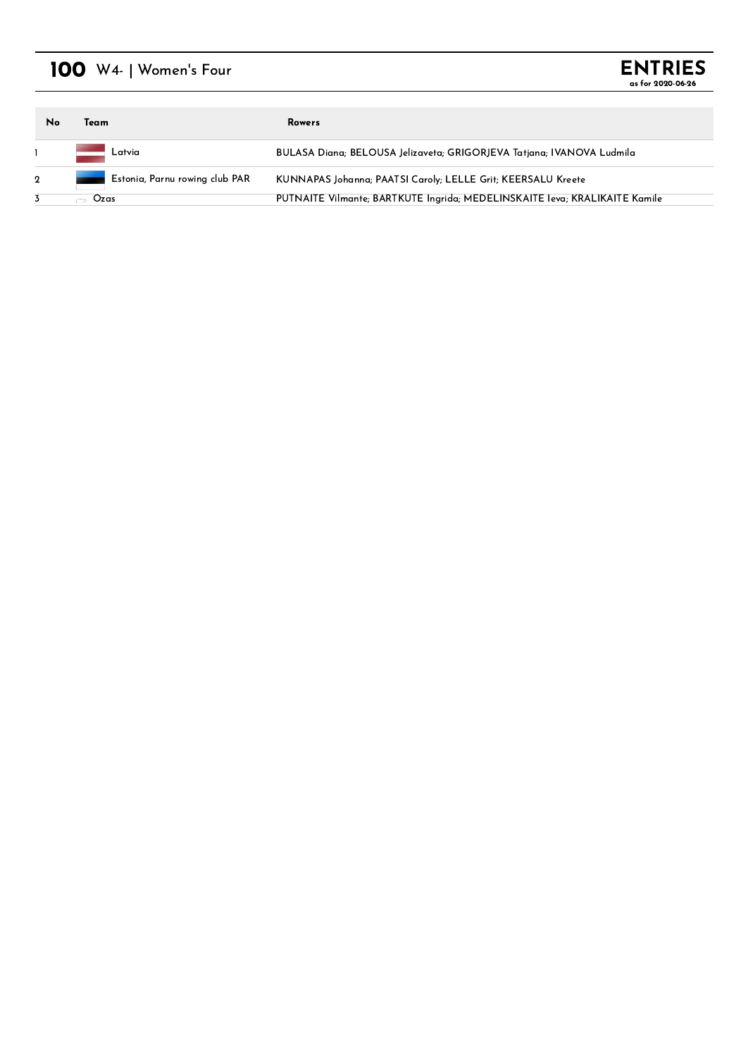# 100 W4- | Women's Four

**ENTRIES**
as for 2020-06-26

| No | Team | Rowers |
|---|---|---|
| 1 | Latvia | BULASA Diana; BELOUSA Jelizaveta; GRIGORJEVA Tatjana; IVANOVA Ludmila |
| 2 | Estonia, Parnu rowing club PAR | KUNNAPAS Johanna; PAATSI Caroly; LELLE Grit; KEERSALU Kreete |
| 3 | Ozas | PUTNAITE Vilmante; BARTKUTE Ingrida; MEDELINSKAITE Ieva; KRALIKAITE Kamile |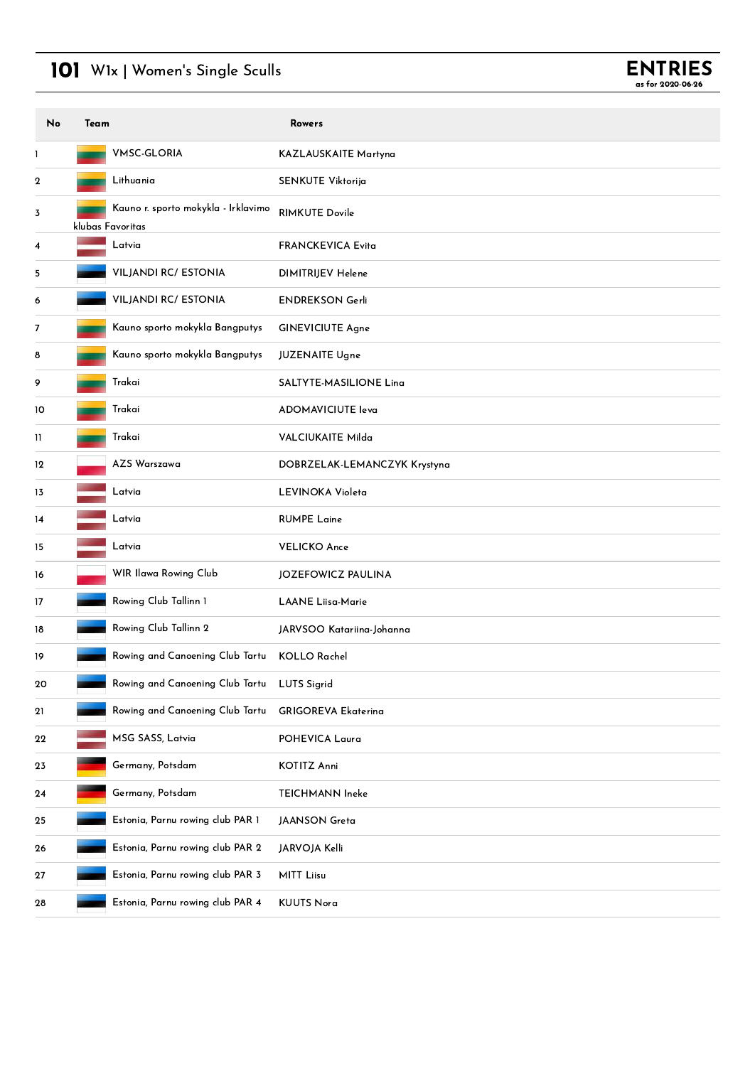# 101 W1x | Women's Single Sculls

**ENTRIES**
as for 2020-06-26

| No | Team | Rowers |
|---|---|---|
| 1 | VMSC-GLORIA | KAZLAUSKAITE Martyna |
| 2 | Lithuania | SENKUTE Viktorija |
| 3 | Kauno r. sporto mokykla - Irklavimo klubas Favoritas | RIMKUTE Dovile |
| 4 | Latvia | FRANCKEVICA Evita |
| 5 | VILJANDI RC/ ESTONIA | DIMITRIJEV Helene |
| 6 | VILJANDI RC/ ESTONIA | ENDREKSON Gerli |
| 7 | Kauno sporto mokykla Bangputys | GINEVICIUTE Agne |
| 8 | Kauno sporto mokykla Bangputys | JUZENAITE Ugne |
| 9 | Trakai | SALTYTE-MASILIONE Lina |
| 10 | Trakai | ADOMAVICIUTE Ieva |
| 11 | Trakai | VALCIUKAITE Milda |
| 12 | AZS Warszawa | DOBRZELAK-LEMANCZYK Krystyna |
| 13 | Latvia | LEVINOKA Violeta |
| 14 | Latvia | RUMPE Laine |
| 15 | Latvia | VELICKO Ance |
| 16 | WIR Ilawa Rowing Club | JOZEFOWICZ PAULINA |
| 17 | Rowing Club Tallinn 1 | LAANE Liisa-Marie |
| 18 | Rowing Club Tallinn 2 | JARVSOO Katariina-Johanna |
| 19 | Rowing and Canoeing Club Tartu | KOLLO Rachel |
| 20 | Rowing and Canoeing Club Tartu | LUTS Sigrid |
| 21 | Rowing and Canoeing Club Tartu | GRIGOREVA Ekaterina |
| 22 | MSG SASS, Latvia | POHEVICA Laura |
| 23 | Germany, Potsdam | KOTITZ Anni |
| 24 | Germany, Potsdam | TEICHMANN Ineke |
| 25 | Estonia, Parnu rowing club PAR 1 | JAANSON Greta |
| 26 | Estonia, Parnu rowing club PAR 2 | JARVOJA Kelli |
| 27 | Estonia, Parnu rowing club PAR 3 | MITT Liisu |
| 28 | Estonia, Parnu rowing club PAR 4 | KUUTS Nora |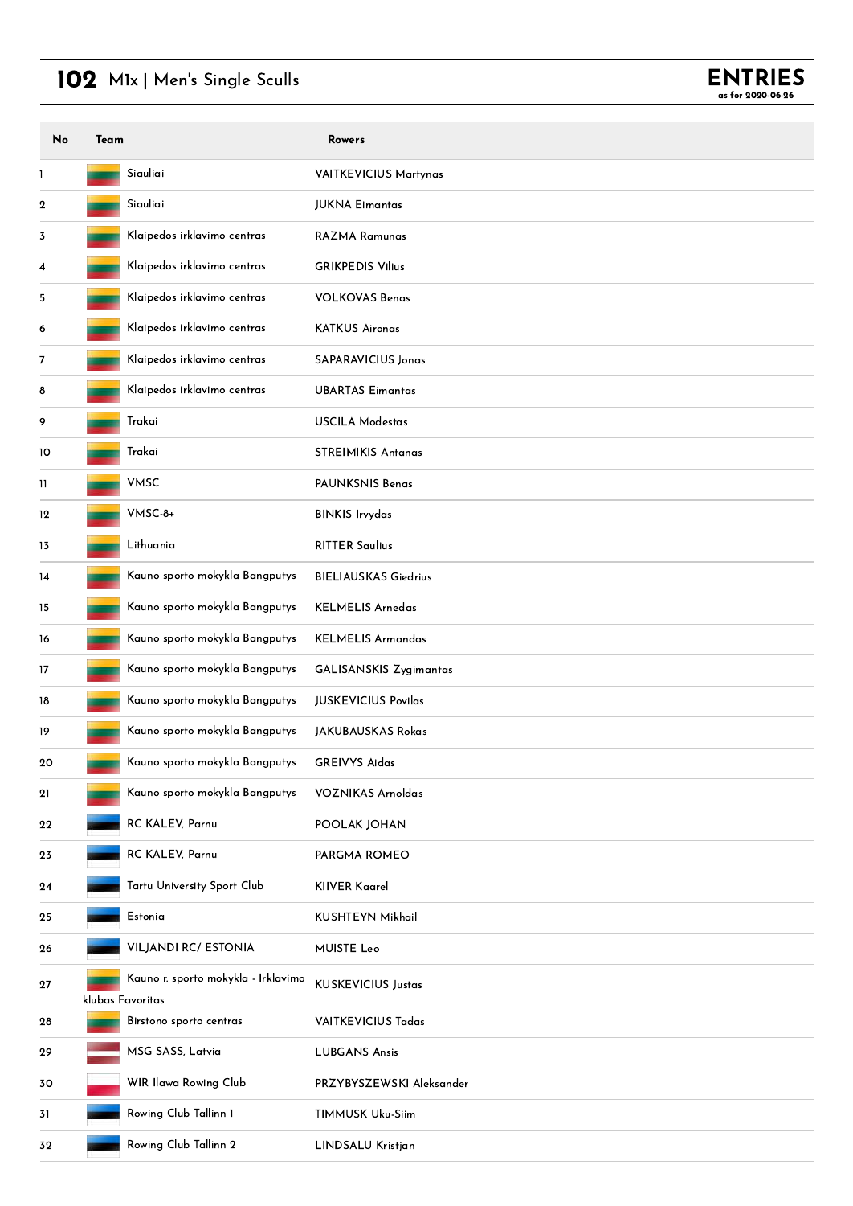# 102 M1x | Men's Single Sculls

**ENTRIES**
as for 2020-06-26

| No | Team | Rowers |
|---|---|---|
| 1 | Siauliai | VAITKEVICIUS Martynas |
| 2 | Siauliai | JUKNA Eimantas |
| 3 | Klaipedos irklavimo centras | RAZMA Ramunas |
| 4 | Klaipedos irklavimo centras | GRIKPEDIS Vilius |
| 5 | Klaipedos irklavimo centras | VOLKOVAS Benas |
| 6 | Klaipedos irklavimo centras | KATKUS Aironas |
| 7 | Klaipedos irklavimo centras | SAPARAVICIUS Jonas |
| 8 | Klaipedos irklavimo centras | UBARTAS Eimantas |
| 9 | Trakai | USCILA Modestas |
| 10 | Trakai | STREIMIKIS Antanas |
| 11 | VMSC | PAUNKSNIS Benas |
| 12 | VMSC-8+ | BINKIS Irvydas |
| 13 | Lithuania | RITTER Saulius |
| 14 | Kauno sporto mokykla Bangputys | BIELIAUSKAS Giedrius |
| 15 | Kauno sporto mokykla Bangputys | KELMELIS Arnedas |
| 16 | Kauno sporto mokykla Bangputys | KELMELIS Armandas |
| 17 | Kauno sporto mokykla Bangputys | GALISANSKIS Zygimantas |
| 18 | Kauno sporto mokykla Bangputys | JUSKEVICIUS Povilas |
| 19 | Kauno sporto mokykla Bangputys | JAKUBAUSKAS Rokas |
| 20 | Kauno sporto mokykla Bangputys | GREIVYS Aidas |
| 21 | Kauno sporto mokykla Bangputys | VOZNIKAS Arnoldas |
| 22 | RC KALEV, Parnu | POOLAK JOHAN |
| 23 | RC KALEV, Parnu | PARGMA ROMEO |
| 24 | Tartu University Sport Club | KIIVER Kaarel |
| 25 | Estonia | KUSHTEYN Mikhail |
| 26 | VILJANDI RC/ ESTONIA | MUISTE Leo |
| 27 | Kauno r. sporto mokykla - Irklavimo klubas Favoritas | KUSKEVICIUS Justas |
| 28 | Birstono sporto centras | VAITKEVICIUS Tadas |
| 29 | MSG SASS, Latvia | LUBGANS Ansis |
| 30 | WIR Ilawa Rowing Club | PRZYBYSZEWSKI Aleksander |
| 31 | Rowing Club Tallinn 1 | TIMMUSK Uku-Siim |
| 32 | Rowing Club Tallinn 2 | LINDSALU Kristjan |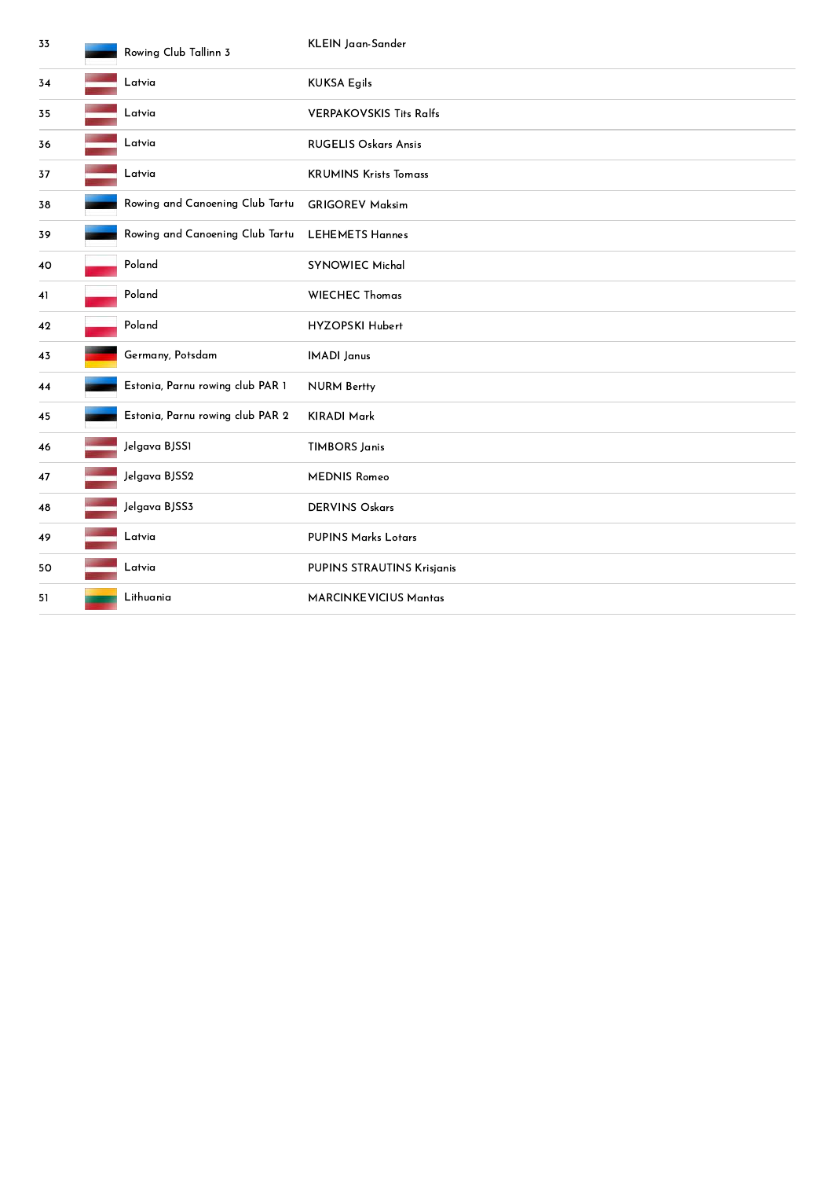| 33 | Rowing Club Tallinn 3 | KLEIN Jaan-Sander |
|---|---|---|
| 34 | Latvia | KUKSA Egils |
| 35 | Latvia | VERPAKOVSKIS Tits Ralfs |
| 36 | Latvia | RUGELIS Oskars Ansis |
| 37 | Latvia | KRUMINS Krists Tomass |
| 38 | Rowing and Canoening Club Tartu | GRIGOREV Maksim |
| 39 | Rowing and Canoening Club Tartu | LEHEMETS Hannes |
| 40 | Poland | SYNOWIEC Michal |
| 41 | Poland | WIECHEC Thomas |
| 42 | Poland | HYZOPSKI Hubert |
| 43 | Germany, Potsdam | IMADI Janus |
| 44 | Estonia, Parnu rowing club PAR 1 | NURM Bertty |
| 45 | Estonia, Parnu rowing club PAR 2 | KIRADI Mark |
| 46 | Jelgava BJSS1 | TIMBORS Janis |
| 47 | Jelgava BJSS2 | MEDNIS Romeo |
| 48 | Jelgava BJSS3 | DERVINS Oskars |
| 49 | Latvia | PUPINS Marks Lotars |
| 50 | Latvia | PUPINS STRAUTINS Krisjanis |
| 51 | Lithuania | MARCINKEVICIUS Mantas |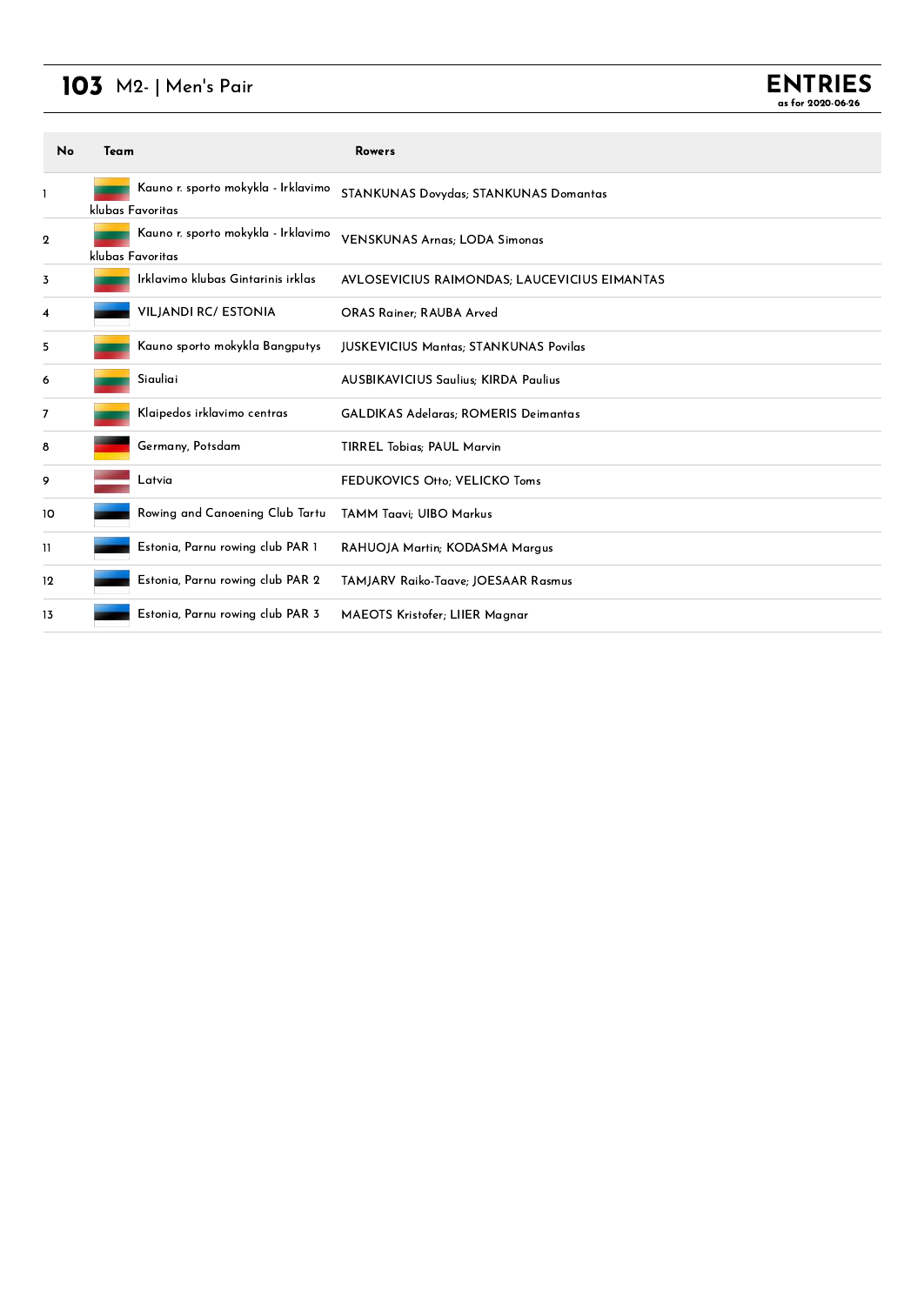# 103 M2- | Men's Pair

**ENTRIES**
as for 2020-06-26

| No | Team | Rowers |
|---|---|---|
| 1 | Kauno r. sporto mokykla - Irklavimo klubas Favoritas | STANKUNAS Dovydas; STANKUNAS Domantas |
| 2 | Kauno r. sporto mokykla - Irklavimo klubas Favoritas | VENSKUNAS Arnas; LODA Simonas |
| 3 | Irklavimo klubas Gintarinis irklas | AVLOSEVICIUS RAIMONDAS; LAUCEVICIUS EIMANTAS |
| 4 | VILJANDI RC/ ESTONIA | ORAS Rainer; RAUBA Arved |
| 5 | Kauno sporto mokykla Bangputys | JUSKEVICIUS Mantas; STANKUNAS Povilas |
| 6 | Siauliai | AUSBIKAVICIUS Saulius; KIRDA Paulius |
| 7 | Klaipedos irklavimo centras | GALDIKAS Adelaras; ROMERIS Deimantas |
| 8 | Germany, Potsdam | TIRREL Tobias; PAUL Marvin |
| 9 | Latvia | FEDUKOVICS Otto; VELICKO Toms |
| 10 | Rowing and Canoening Club Tartu | TAMM Taavi; UIBO Markus |
| 11 | Estonia, Parnu rowing club PAR 1 | RAHUOJA Martin; KODASMA Margus |
| 12 | Estonia, Parnu rowing club PAR 2 | TAMJARV Raiko-Taave; JOESAAR Rasmus |
| 13 | Estonia, Parnu rowing club PAR 3 | MAEOTS Kristofer; LIIER Magnar |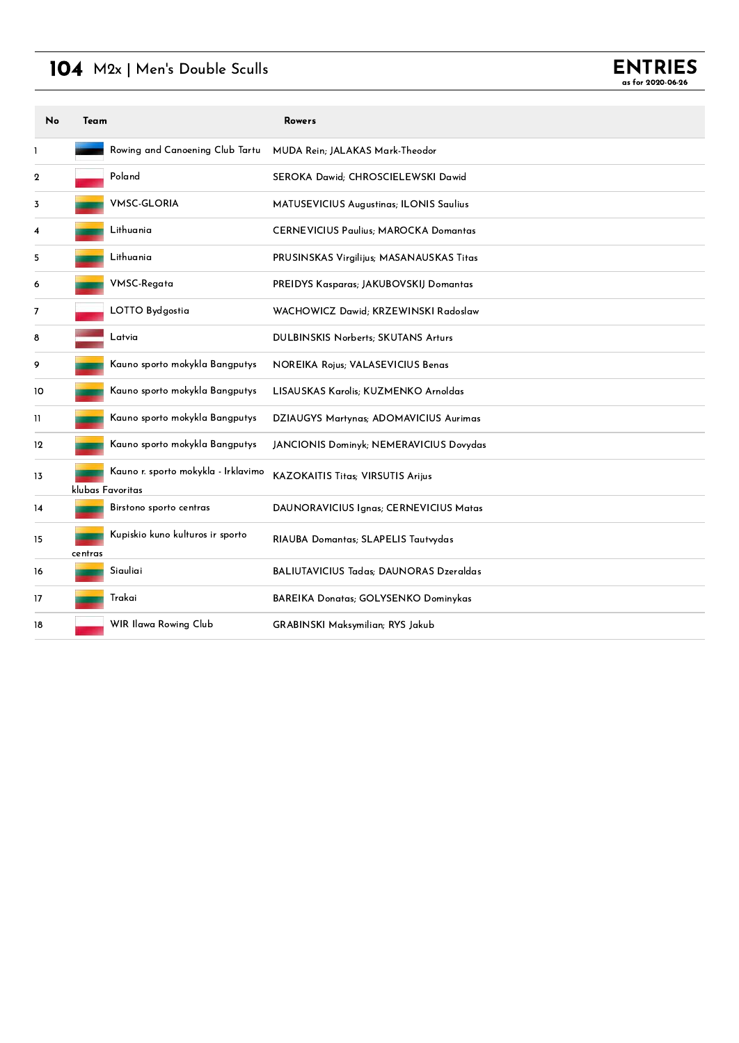## 104 M2x | Men's Double Sculls

**ENTRIES**
as for 2020-06-26

| No | Team | Rowers |
|---|---|---|
| 1 | Rowing and Canoening Club Tartu | MUDA Rein; JALAKAS Mark-Theodor |
| 2 | Poland | SEROKA Dawid; CHROSCIELEWSKI Dawid |
| 3 | VMSC-GLORIA | MATUSEVICIUS Augustinas; ILONIS Saulius |
| 4 | Lithuania | CERNEVICIUS Paulius; MAROCKA Domantas |
| 5 | Lithuania | PRUSINSKAS Virgilijus; MASANAUSKAS Titas |
| 6 | VMSC-Regata | PREIDYS Kasparas; JAKUBOVSKIJ Domantas |
| 7 | LOTTO Bydgostia | WACHOWICZ Dawid; KRZEWINSKI Radoslaw |
| 8 | Latvia | DULBINSKIS Norberts; SKUTANS Arturs |
| 9 | Kauno sporto mokykla Bangputys | NOREIKA Rojus; VALASEVICIUS Benas |
| 10 | Kauno sporto mokykla Bangputys | LISAUSKAS Karolis; KUZMENKO Arnoldas |
| 11 | Kauno sporto mokykla Bangputys | DZIAUGYS Martynas; ADOMAVICIUS Aurimas |
| 12 | Kauno sporto mokykla Bangputys | JANCIONIS Dominyk; NEMERAVICIUS Dovydas |
| 13 | Kauno r. sporto mokykla - Irklavimo klubas Favoritas | KAZOKAITIS Titas; VIRSUTIS Arijus |
| 14 | Birstono sporto centras | DAUNORAVICIUS Ignas; CERNEVICIUS Matas |
| 15 | Kupiskio kuno kulturos ir sporto centras | RIAUBA Domantas; SLAPELIS Tautvydas |
| 16 | Siauliai | BALIUTAVICIUS Tadas; DAUNORAS Dzeraldas |
| 17 | Trakai | BAREIKA Donatas; GOLYSENKO Dominykas |
| 18 | WIR Ilawa Rowing Club | GRABINSKI Maksymilian; RYS Jakub |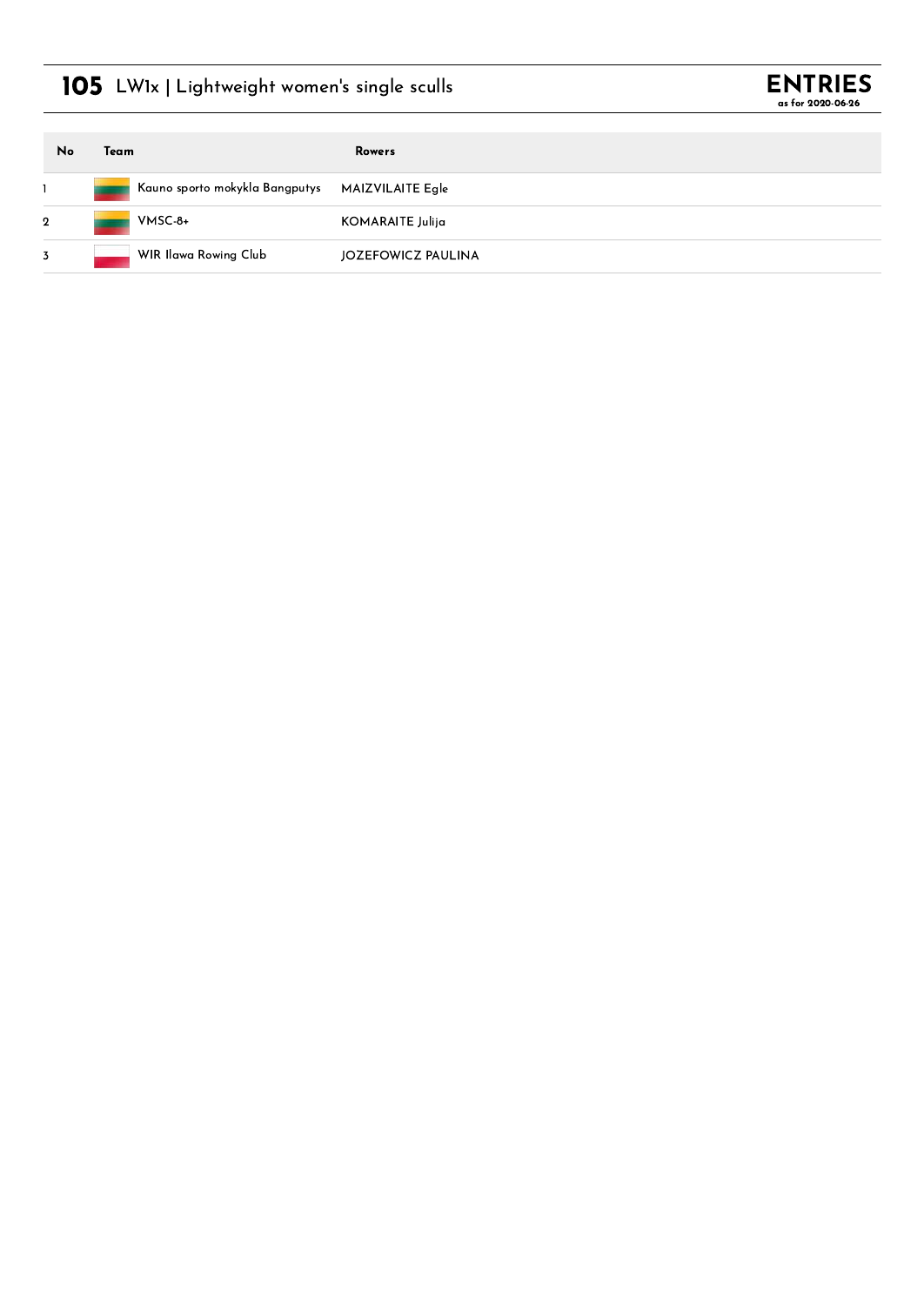# 105 LW1x | Lightweight women's single sculls

**ENTRIES**
**as for 2020-06-26**

| No | Team | Rowers |
|---|---|---|
| 1 | Kauno sporto mokykla Bangputys | MAIZVILAITE Egle |
| 2 | VMSC-8+ | KOMARAITE Julija |
| 3 | WIR Ilawa Rowing Club | JOZEFOWICZ PAULINA |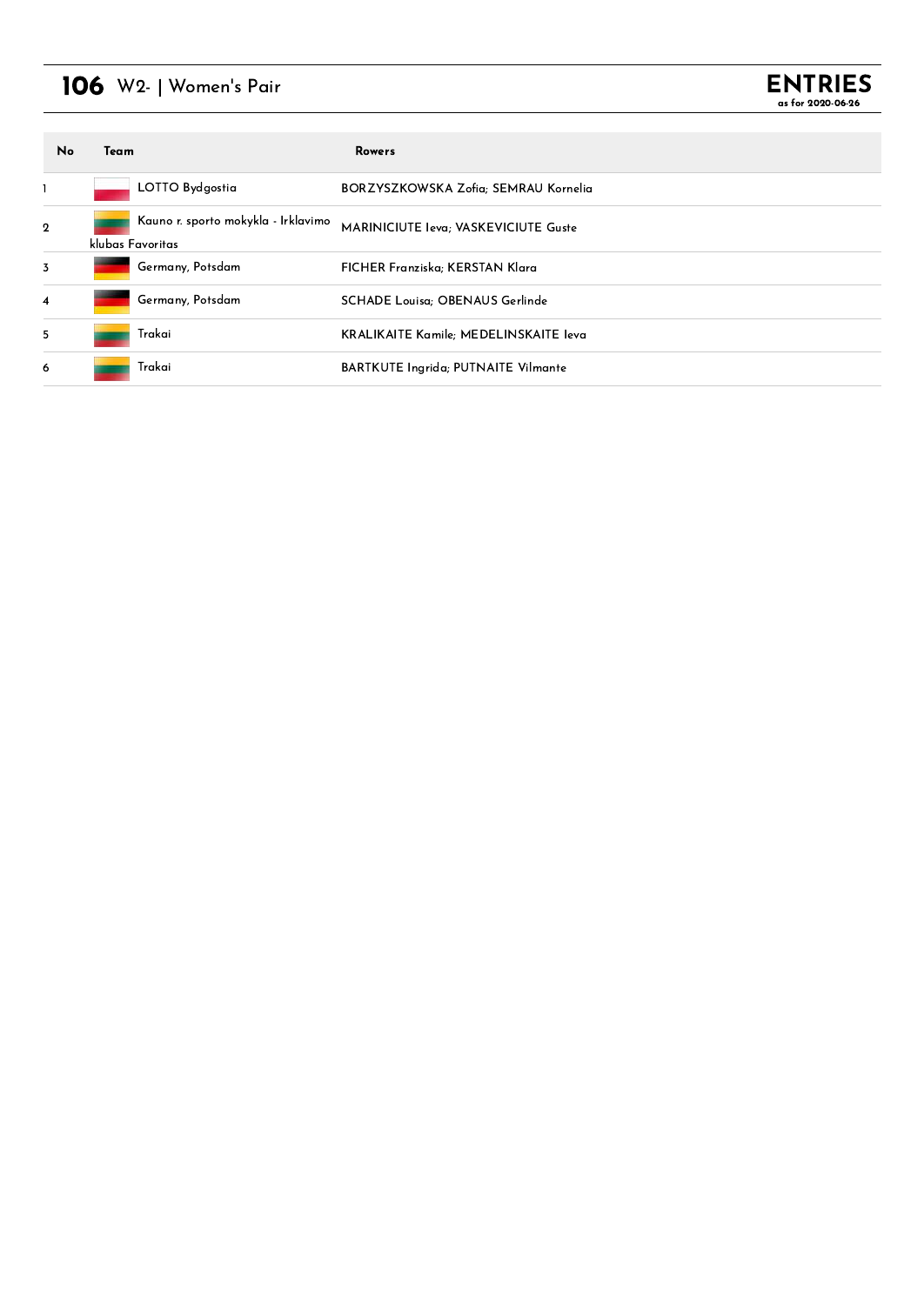# 106 W2- | Women's Pair

**ENTRIES**
**as for 2020-06-26**

| No | Team | Rowers |
|---|---|---|
| 1 | LOTTO Bydgostia | BORZYSZKOWSKA Zofia; SEMRAU Kornelia |
| 2 | Kauno r. sporto mokykla - Irklavimo klubas Favoritas | MARINICIUTE Ieva; VASKEVICIUTE Guste |
| 3 | Germany, Potsdam | FICHER Franziska; KERSTAN Klara |
| 4 | Germany, Potsdam | SCHADE Louisa; OBENAUS Gerlinde |
| 5 | Trakai | KRALIKAITE Kamile; MEDELINSKAITE Ieva |
| 6 | Trakai | BARTKUTE Ingrida; PUTNAITE Vilmante |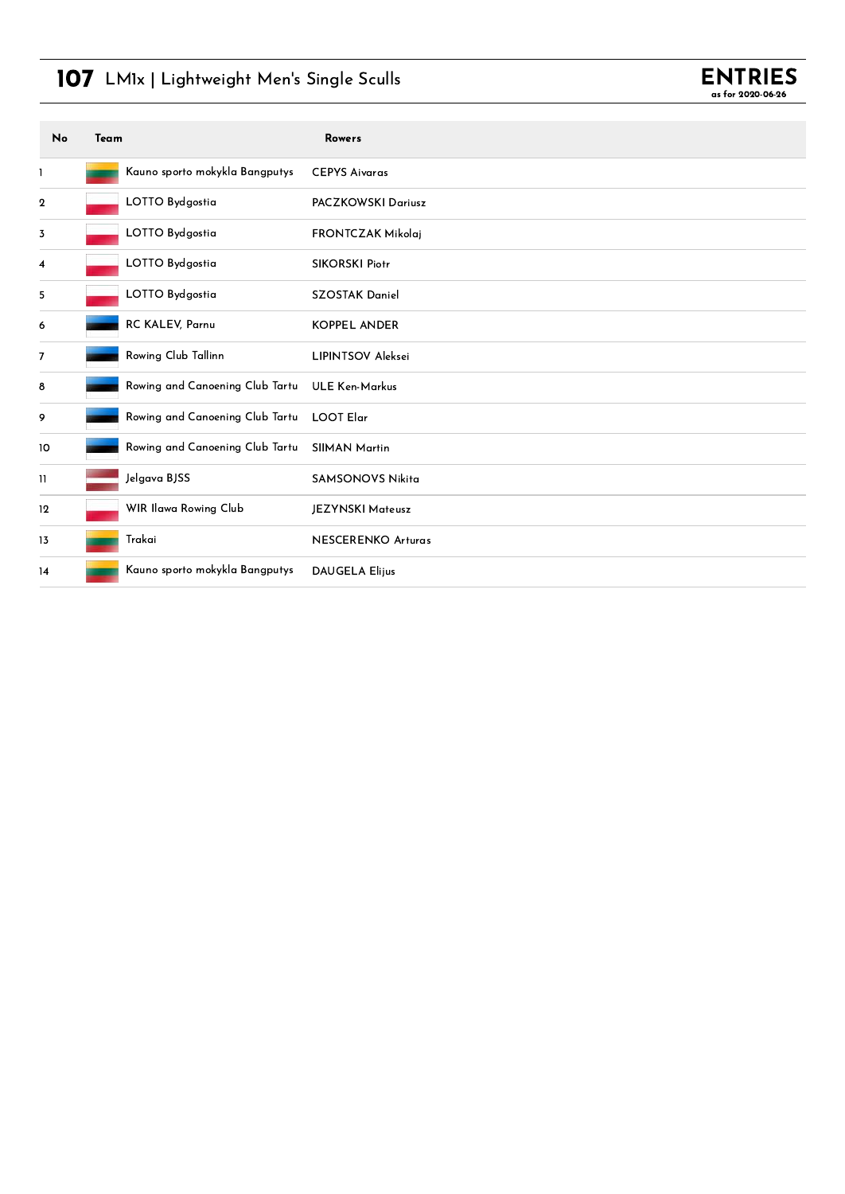# 107 LM1x | Lightweight Men's Single Sculls

**ENTRIES**
as for 2020-06-26

| No | Team | Rowers |
|---|---|---|
| 1 | Kauno sporto mokykla Bangputys | CEPYS Aivaras |
| 2 | LOTTO Bydgostia | PACZKOWSKI Dariusz |
| 3 | LOTTO Bydgostia | FRONTCZAK Mikolaj |
| 4 | LOTTO Bydgostia | SIKORSKI Piotr |
| 5 | LOTTO Bydgostia | SZOSTAK Daniel |
| 6 | RC KALEV, Parnu | KOPPEL ANDER |
| 7 | Rowing Club Tallinn | LIPINTSOV Aleksei |
| 8 | Rowing and Canoening Club Tartu | ULE Ken-Markus |
| 9 | Rowing and Canoening Club Tartu | LOOT Elar |
| 10 | Rowing and Canoening Club Tartu | SIIMAN Martin |
| 11 | Jelgava BJSS | SAMSONOVS Nikita |
| 12 | WIR Ilawa Rowing Club | JEZYNSKI Mateusz |
| 13 | Trakai | NESCERENKO Arturas |
| 14 | Kauno sporto mokykla Bangputys | DAUGELA Elijus |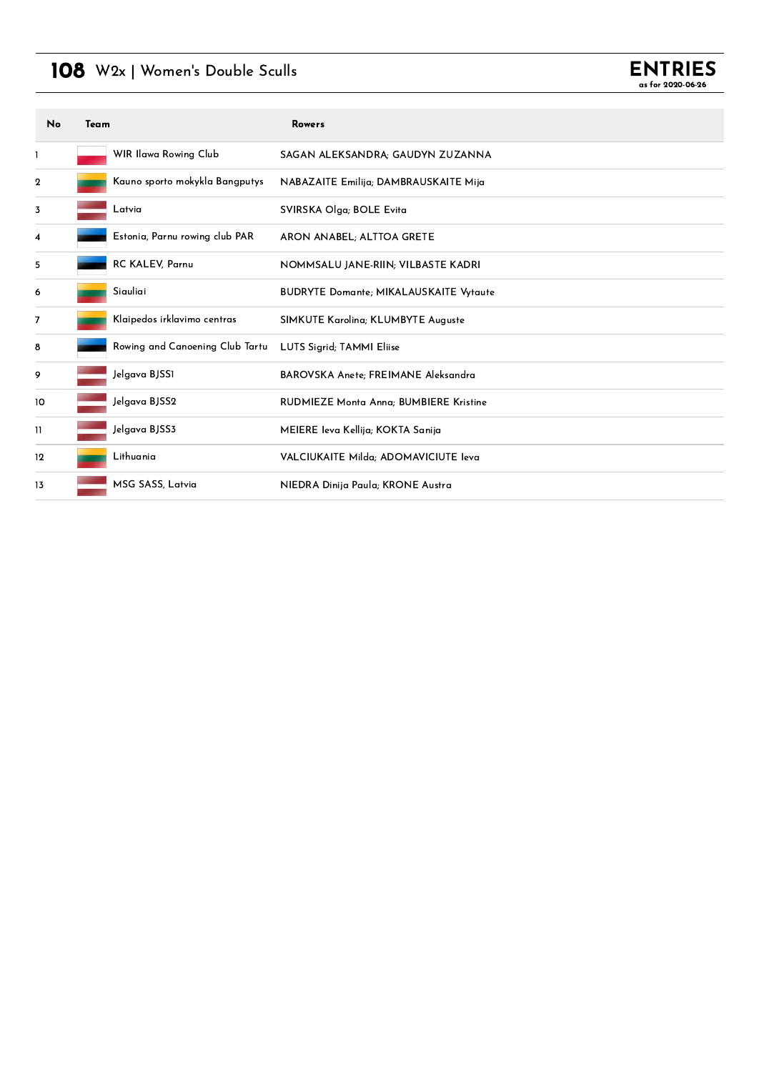# 108 W2x | Women's Double Sculls

**ENTRIES**
as for 2020-06-26

| No | Team | Rowers |
|---|---|---|
| 1 | WIR Ilawa Rowing Club | SAGAN ALEKSANDRA; GAUDYN ZUZANNA |
| 2 | Kauno sporto mokykla Bangputys | NABAZAITE Emilija; DAMBRAUSKAITE Mija |
| 3 | Latvia | SVIRSKA Olga; BOLE Evita |
| 4 | Estonia, Parnu rowing club PAR | ARON ANABEL; ALTTOA GRETE |
| 5 | RC KALEV, Parnu | NOMMSALU JANE-RIIN; VILBASTE KADRI |
| 6 | Siauliai | BUDRYTE Domante; MIKALAUSKAITE Vytaute |
| 7 | Klaipedos irklavimo centras | SIMKUTE Karolina; KLUMBYTE Auguste |
| 8 | Rowing and Canoening Club Tartu | LUTS Sigrid; TAMMI Eliise |
| 9 | Jelgava BJSS1 | BAROVSKA Anete; FREIMANE Aleksandra |
| 10 | Jelgava BJSS2 | RUDMIEZE Monta Anna; BUMBIERE Kristine |
| 11 | Jelgava BJSS3 | MEIERE Ieva Kellija; KOKTA Sanija |
| 12 | Lithuania | VALCIUKAITE Milda; ADOMAVICIUTE Ieva |
| 13 | MSG SASS, Latvia | NIEDRA Dinija Paula; KRONE Austra |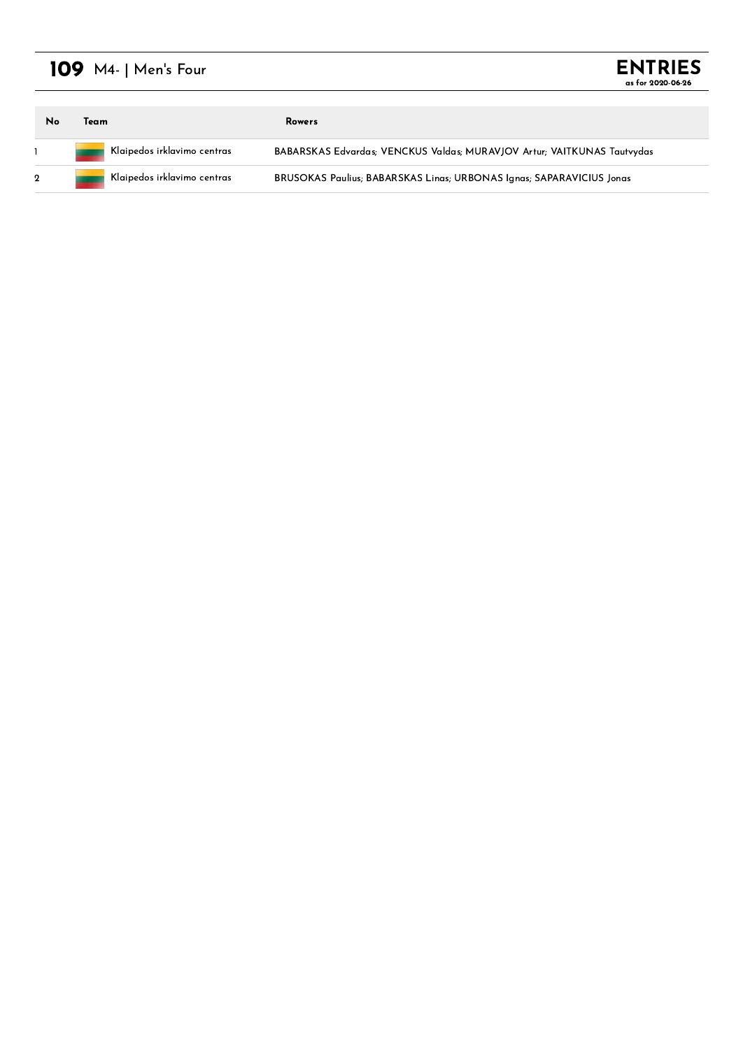# 109 M4- | Men's Four

**ENTRIES**
as for 2020-06-26

| No | Team | Rowers |
|---|---|---|
| 1 | Klaipedos irklavimo centras | BABARSKAS Edvardas; VENCKUS Valdas; MURAVJOV Artur; VAITKUNAS Tautvydas |
| 2 | Klaipedos irklavimo centras | BRUSOKAS Paulius; BABARSKAS Linas; URBONAS Ignas; SAPARAVICIUS Jonas |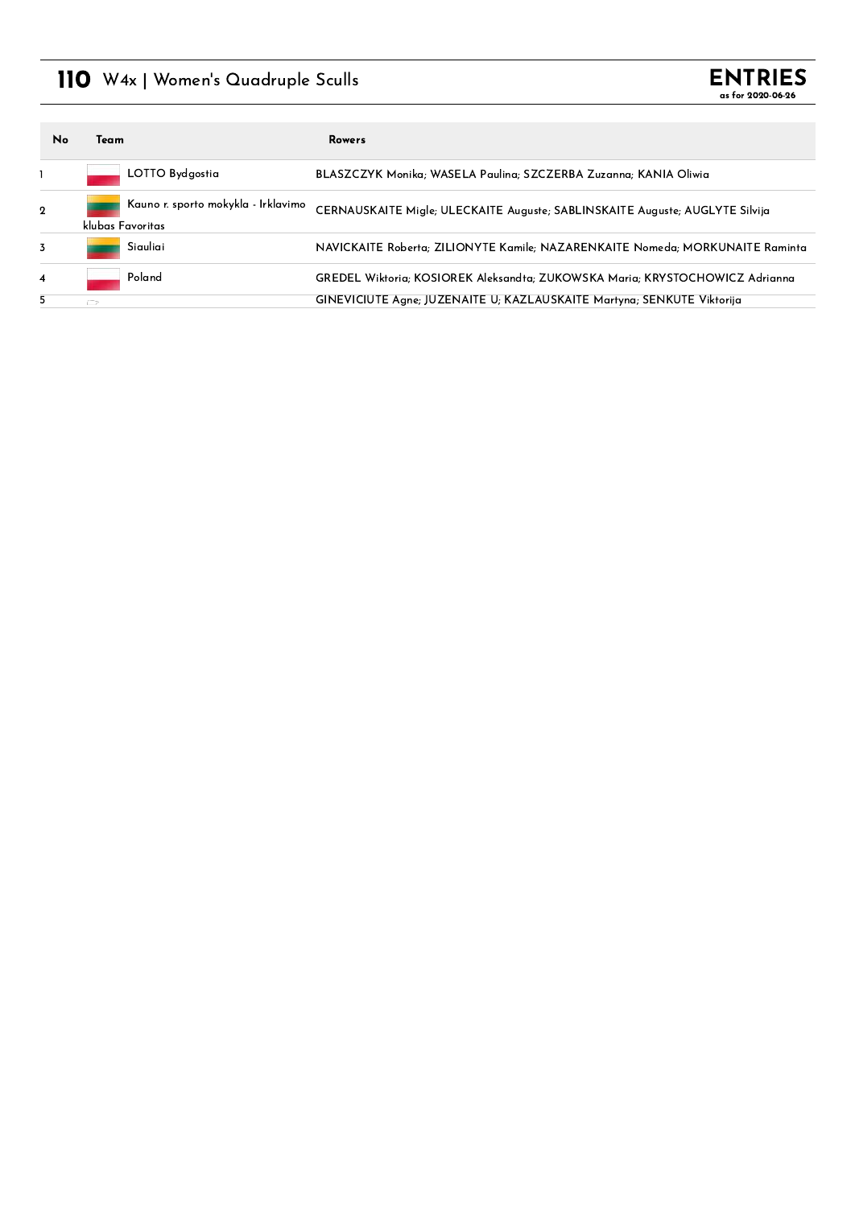# 110 W4x | Women's Quadruple Sculls

**ENTRIES**
as for 2020-06-26

| No | Team | Rowers |
|---|---|---|
| 1 | LOTTO Bydgostia | BLASZCZYK Monika; WASELA Paulina; SZCZERBA Zuzanna; KANIA Oliwia |
| 2 | Kauno r. sporto mokykla - Irklavimo klubas Favoritas | CERNAUSKAITE Migle; ULECKAITE Auguste; SABLINSKAITE Auguste; AUGLYTE Silvija |
| 3 | Siauliai | NAVICKAITE Roberta; ZILIONYTE Kamile; NAZARENKAITE Nomeda; MORKUNAITE Raminta |
| 4 | Poland | GREDEL Wiktoria; KOSIOREK Aleksandta; ZUKOWSKA Maria; KRYSTOCHOWICZ Adrianna |
| 5 | | GINEVICIUTE Agne; JUZENAITE U; KAZLAUSKAITE Martyna; SENKUTE Viktorija |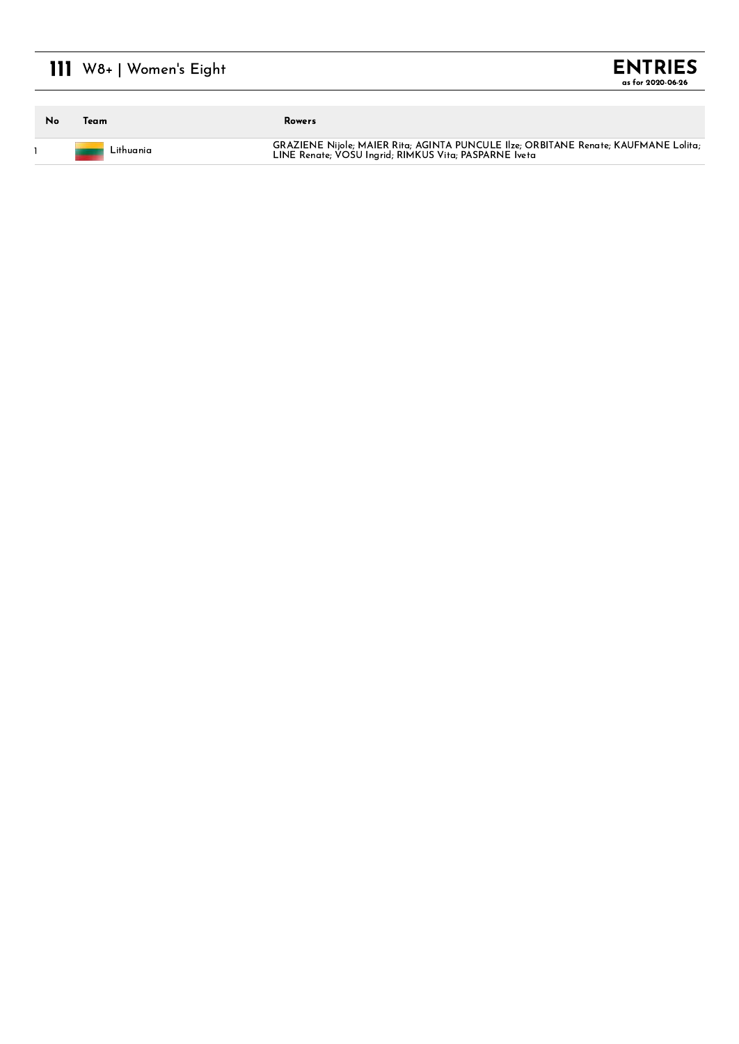# 111 W8+ | Women's Eight

**ENTRIES**
**as for 2020-06-26**

| No | Team | Rowers |
|---|---|---|
| 1 | Lithuania | GRAZIENE Nijole; MAIER Rita; AGINTA PUNCULE Ilze; ORBITANE Renate; KAUFMANE Lolita; LINE Renate; VOSU Ingrid; RIMKUS Vita; PASPARNE Iveta |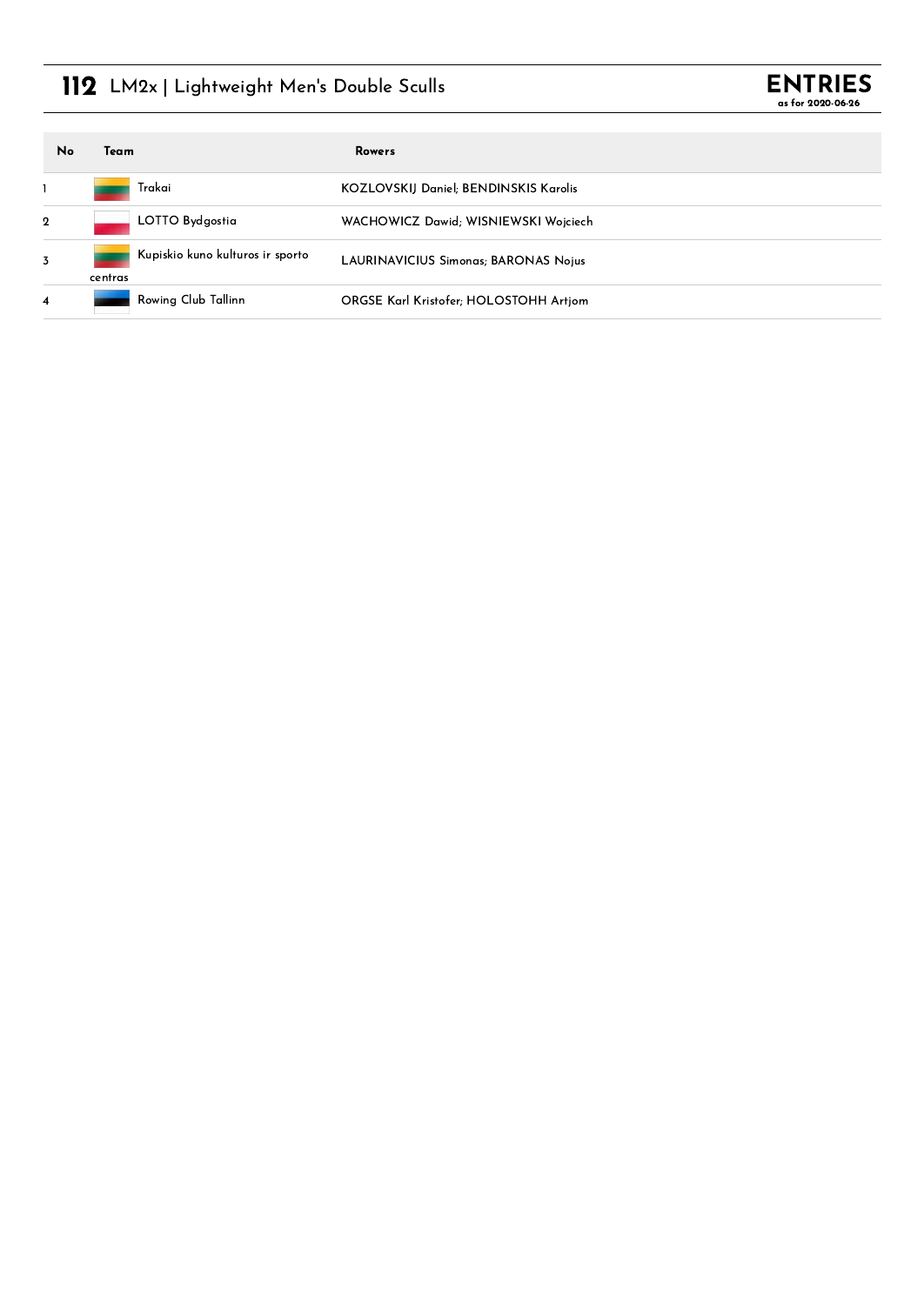# 112 LM2x | Lightweight Men's Double Sculls

**ENTRIES**
as for 2020-06-26

| No | Team | Rowers |
| --- | --- | --- |
| 1 | Trakai | KOZLOVSKIJ Daniel; BENDINSKIS Karolis |
| 2 | LOTTO Bydgostia | WACHOWICZ Dawid; WISNIEWSKI Wojciech |
| 3 | Kupiskio kuno kulturos ir sporto centras | LAURINAVICIUS Simonas; BARONAS Nojus |
| 4 | Rowing Club Tallinn | ORGSE Karl Kristofer; HOLOSTOHH Artjom |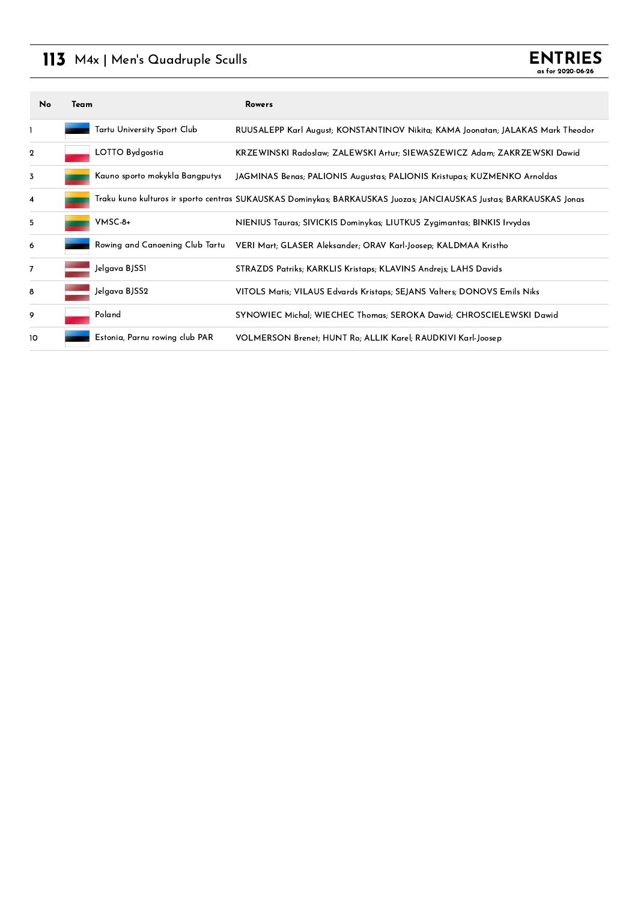# 113 M4x | Men's Quadruple Sculls

**ENTRIES**
as for 2020-06-26

| No | Team | Rowers |
|---|---|---|
| 1 | Tartu University Sport Club | RUUSALEPP Karl August; KONSTANTINOV Nikita; KAMA Joonatan; JALAKAS Mark Theodor |
| 2 | LOTTO Bydgostia | KRZEWINSKI Radoslaw; ZALEWSKI Artur; SIEWASZEWICZ Adam; ZAKRZEWSKI Dawid |
| 3 | Kauno sporto mokykla Bangputys | JAGMINAS Benas; PALIONIS Augustas; PALIONIS Kristupas; KUZMENKO Arnoldas |
| 4 | Traku kuno kulturos ir sporto centras | SUKAUSKAS Dominykas; BARKAUSKAS Juozas; JANCIAUSKAS Justas; BARKAUSKAS Jonas |
| 5 | VMSC-8+ | NIENIUS Tauras; SIVICKIS Dominykas; LIUTKUS Zygimantas; BINKIS Irvydas |
| 6 | Rowing and Canoening Club Tartu | VERI Mart; GLASER Aleksander; ORAV Karl-Joosep; KALDMAA Kristho |
| 7 | Jelgava BJSS1 | STRAZDS Patriks; KARKLIS Kristaps; KLAVINS Andrejs; LAHS Davids |
| 8 | Jelgava BJSS2 | VITOLS Matis; VILAUS Edvards Kristaps; SEJANS Valters; DONOVS Emils Niks |
| 9 | Poland | SYNOWIEC Michal; WIECHEC Thomas; SEROKA Dawid; CHROSCIELEWSKI Dawid |
| 10 | Estonia, Parnu rowing club PAR | VOLMERSON Brenet; HUNT Ro; ALLIK Karel; RAUDKIVI Karl-Joosep |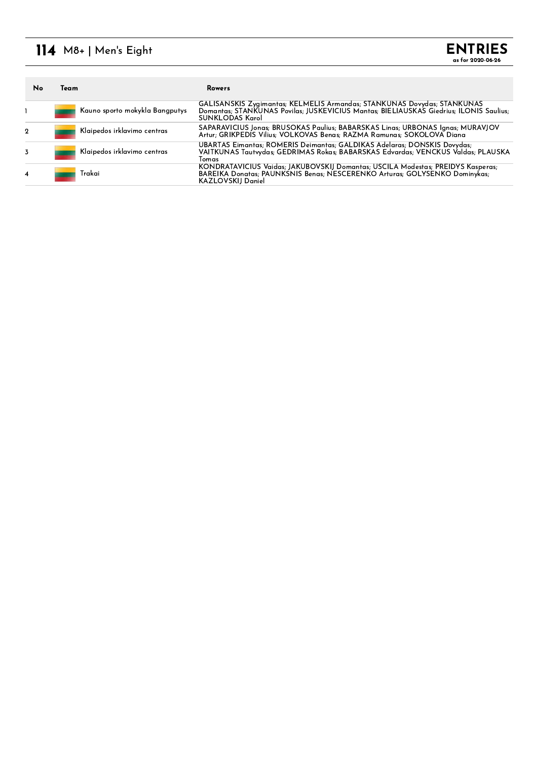# 114 M8+ | Men's Eight

**ENTRIES**
as for 2020-06-26

| No | Team | Rowers |
|---|---|---|
| 1 | Kauno sporto mokykla Bangputys | GALISANSKIS Zygimantas; KELMELIS Armandas; STANKUNAS Dovydas; STANKUNAS Domantas; STANKUNAS Povilas; JUSKEVICIUS Mantas; BIELIAUSKAS Giedrius; ILONIS Saulius; SUNKLODAS Karol |
| 2 | Klaipedos irklavimo centras | SAPARAVICIUS Jonas; BRUSOKAS Paulius; BABARSKAS Linas; URBONAS Ignas; MURAVJOV Artur; GRIKPEDIS Vilius; VOLKOVAS Benas; RAZMA Ramunas; SOKOLOVA Diana |
| 3 | Klaipedos irklavimo centras | UBARTAS Eimantas; ROMERIS Deimantas; GALDIKAS Adelaras; DONSKIS Dovydas; VAITKUNAS Tautvydas; GEDRIMAS Rokas; BABARSKAS Edvardas; VENCKUS Valdas; PLAUSKA Tomas |
| 4 | Trakai | KONDRATAVICIUS Vaidas; JAKUBOVSKIJ Domantas; USCILA Modestas; PREIDYS Kasperas; BAREIKA Donatas; PAUNKSNIS Benas; NESCERENKO Arturas; GOLYSENKO Dominykas; KAZLOVSKIJ Daniel |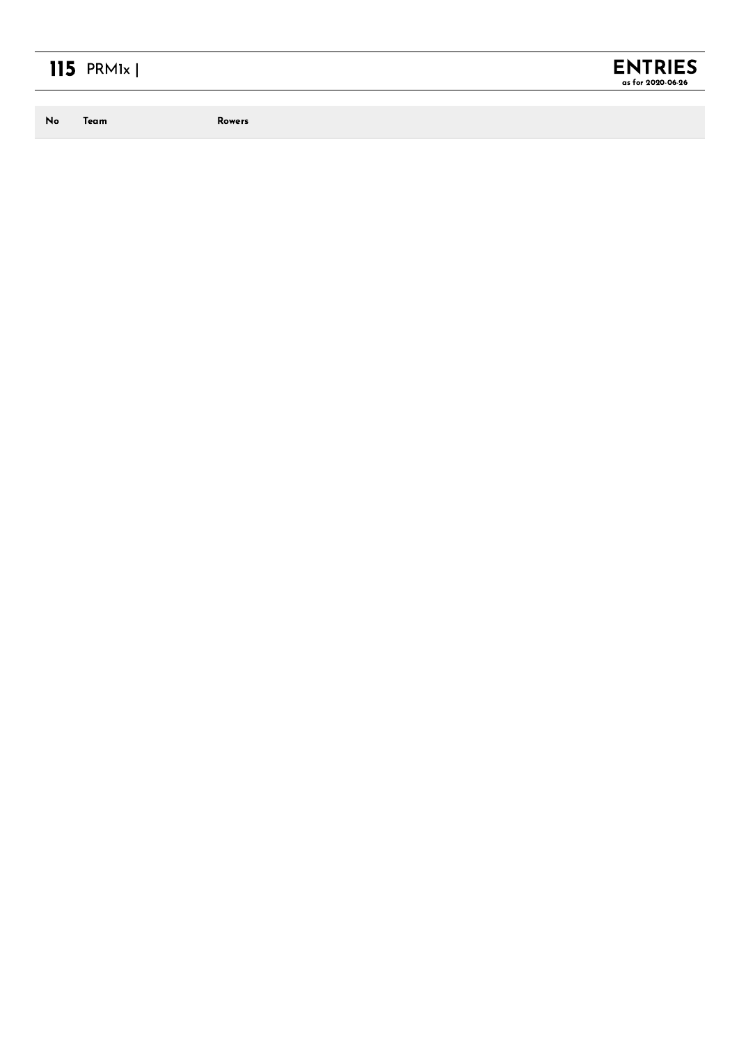# 115 PRM1x |

**ENTRIES**
as for 2020-06-26

| No | Team | Rowers |
|---|---|---|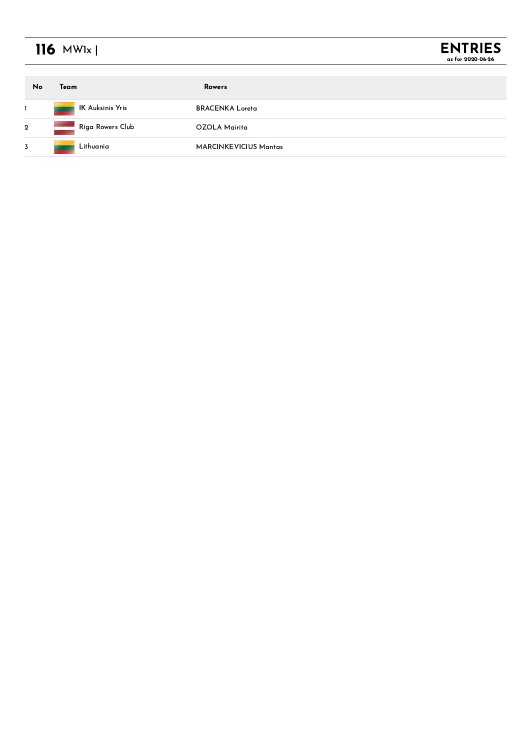# 116 MW1x |

**ENTRIES**
**as for 2020-06-26**

| No | Team | Rowers |
|---|---|---|
| 1 | IK Auksinis Yris | BRACENKA Loreta |
| 2 | Riga Rowers Club | OZOLA Mairita |
| 3 | Lithuania | MARCINKEVICIUS Mantas |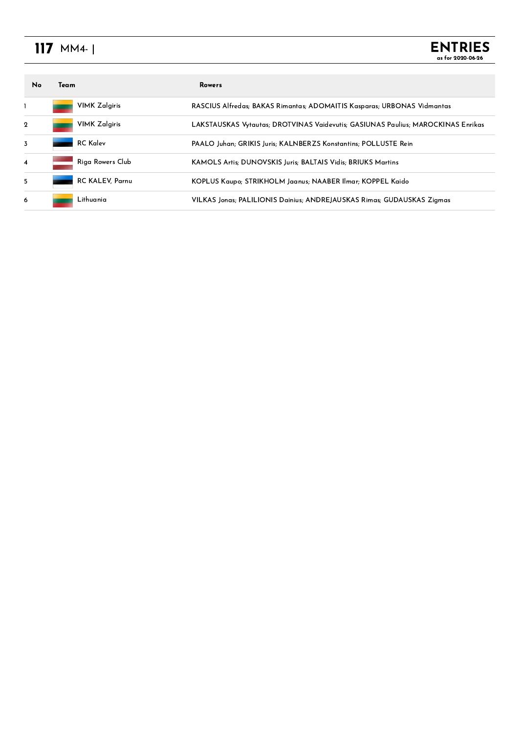# 117 MM4- |

**ENTRIES**
as for 2020-06-26

| No | Team | Rowers |
|---|---|---|
| 1 | VIMK Zalgiris | RASCIUS Alfredas; BAKAS Rimantas; ADOMAITIS Kasparas; URBONAS Vidmantas |
| 2 | VIMK Zalgiris | LAKSTAUSKAS Vytautas; DROTVINAS Vaidevutis; GASIUNAS Paulius; MAROCKINAS Enrikas |
| 3 | RC Kalev | PAALO Juhan; GRIKIS Juris; KALNBERZS Konstantins; POLLUSTE Rein |
| 4 | Riga Rowers Club | KAMOLS Artis; DUNOVSKIS Juris; BALTAIS Vidis; BRIUKS Martins |
| 5 | RC KALEV, Parnu | KOPLUS Kaupo; STRIKHOLM Jaanus; NAABER Ilmar; KOPPEL Kaido |
| 6 | Lithuania | VILKAS Jonas; PALILIONIS Dainius; ANDREJAUSKAS Rimas; GUDAUSKAS Zigmas |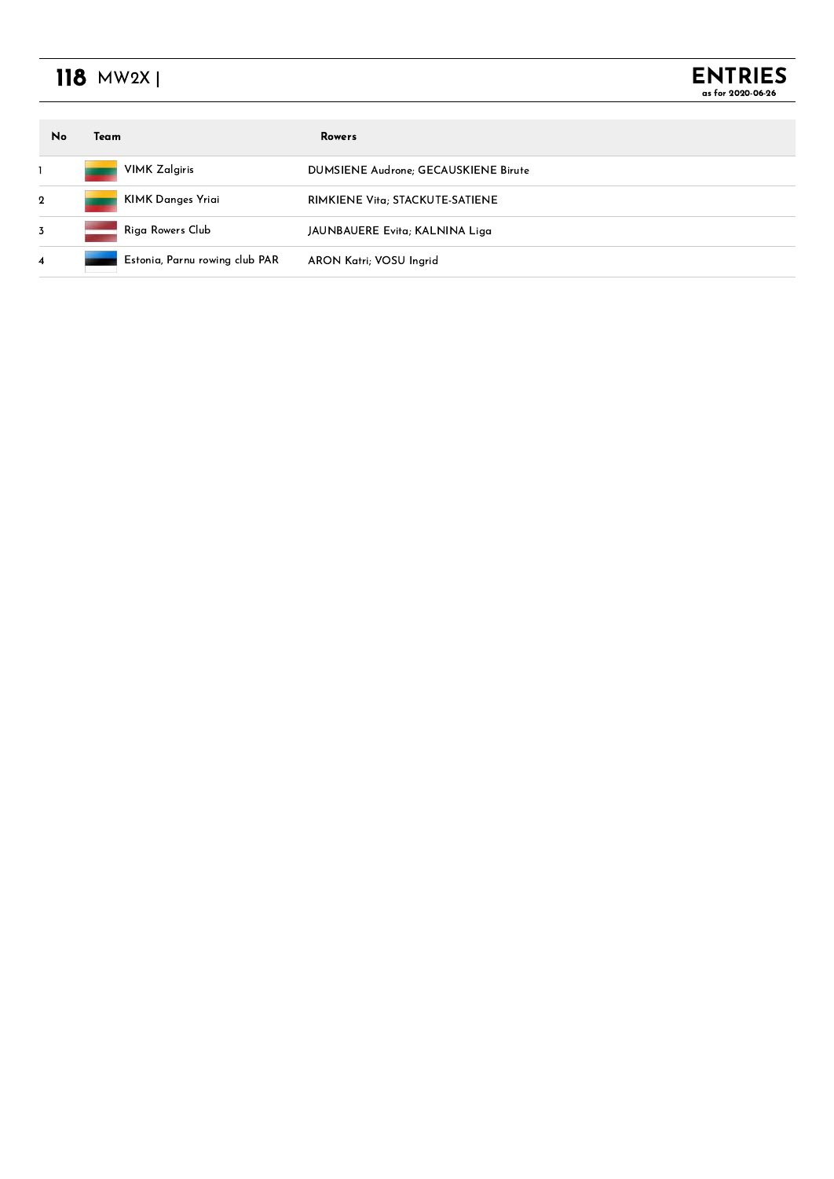# 118 MW2X |

**ENTRIES**
as for 2020-06-26

| No | Team | Rowers |
|---|---|---|
| 1 | VIMK Zalgiris | DUMSIENE Audrone; GECAUSKIENE Birute |
| 2 | KIMK Danges Yriai | RIMKIENE Vita; STACKUTE-SATIENE |
| 3 | Riga Rowers Club | JAUNBAUERE Evita; KALNINA Liga |
| 4 | Estonia, Parnu rowing club PAR | ARON Katri; VOSU Ingrid |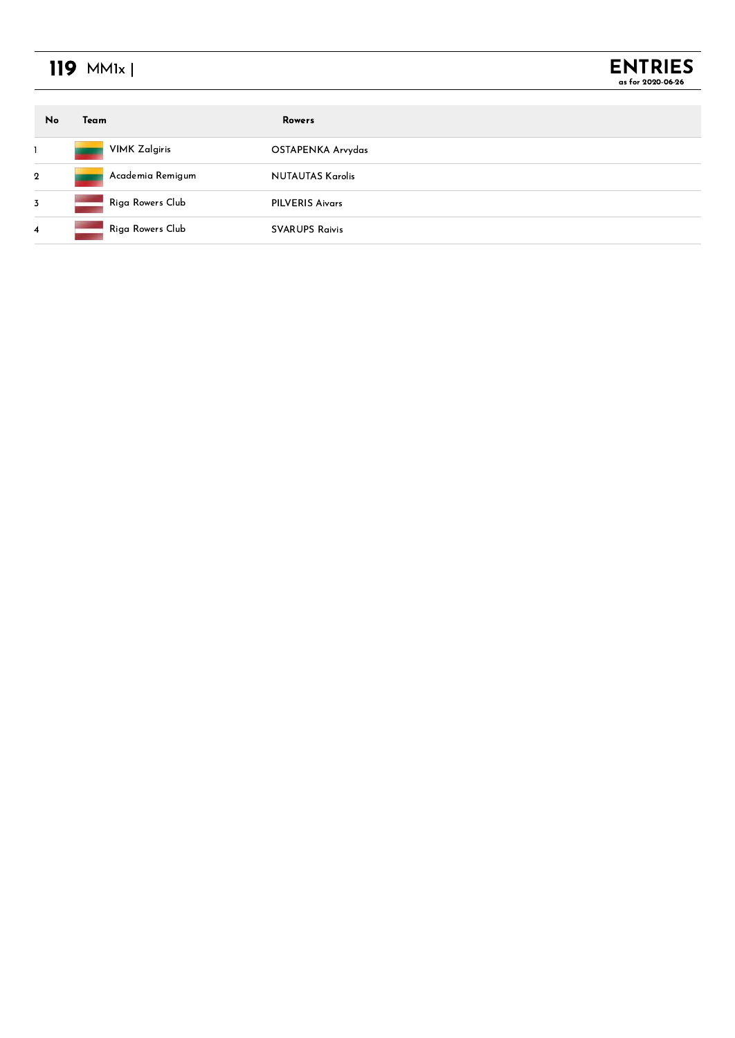# 119 MM1x |

**ENTRIES**
**as for 2020-06-26**

| No | Team | Rowers |
|---|---|---|
| 1 | VIMK Zalgiris | OSTAPENKA Arvydas |
| 2 | Academia Remigum | NUTAUTAS Karolis |
| 3 | Riga Rowers Club | PILVERIS Aivars |
| 4 | Riga Rowers Club | SVARUPS Raivis |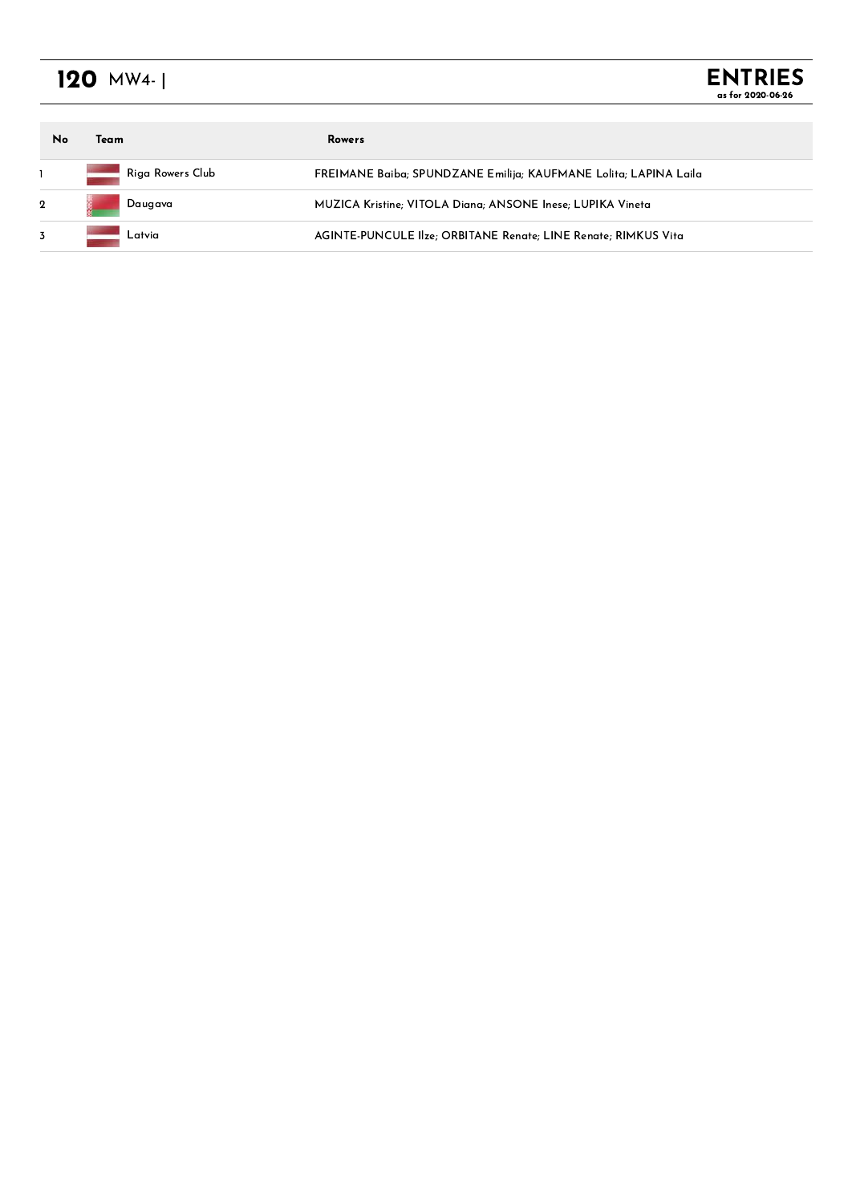# 120 MW4- |

**ENTRIES**
**as for 2020-06-26**

| No | Team | Rowers |
|---|---|---|
| 1 | Riga Rowers Club | FREIMANE Baiba; SPUNDZANE Emilija; KAUFMANE Lolita; LAPINA Laila |
| 2 | Daugava | MUZICA Kristine; VITOLA Diana; ANSONE Inese; LUPIKA Vineta |
| 3 | Latvia | AGINTE-PUNCULE Ilze; ORBITANE Renate; LINE Renate; RIMKUS Vita |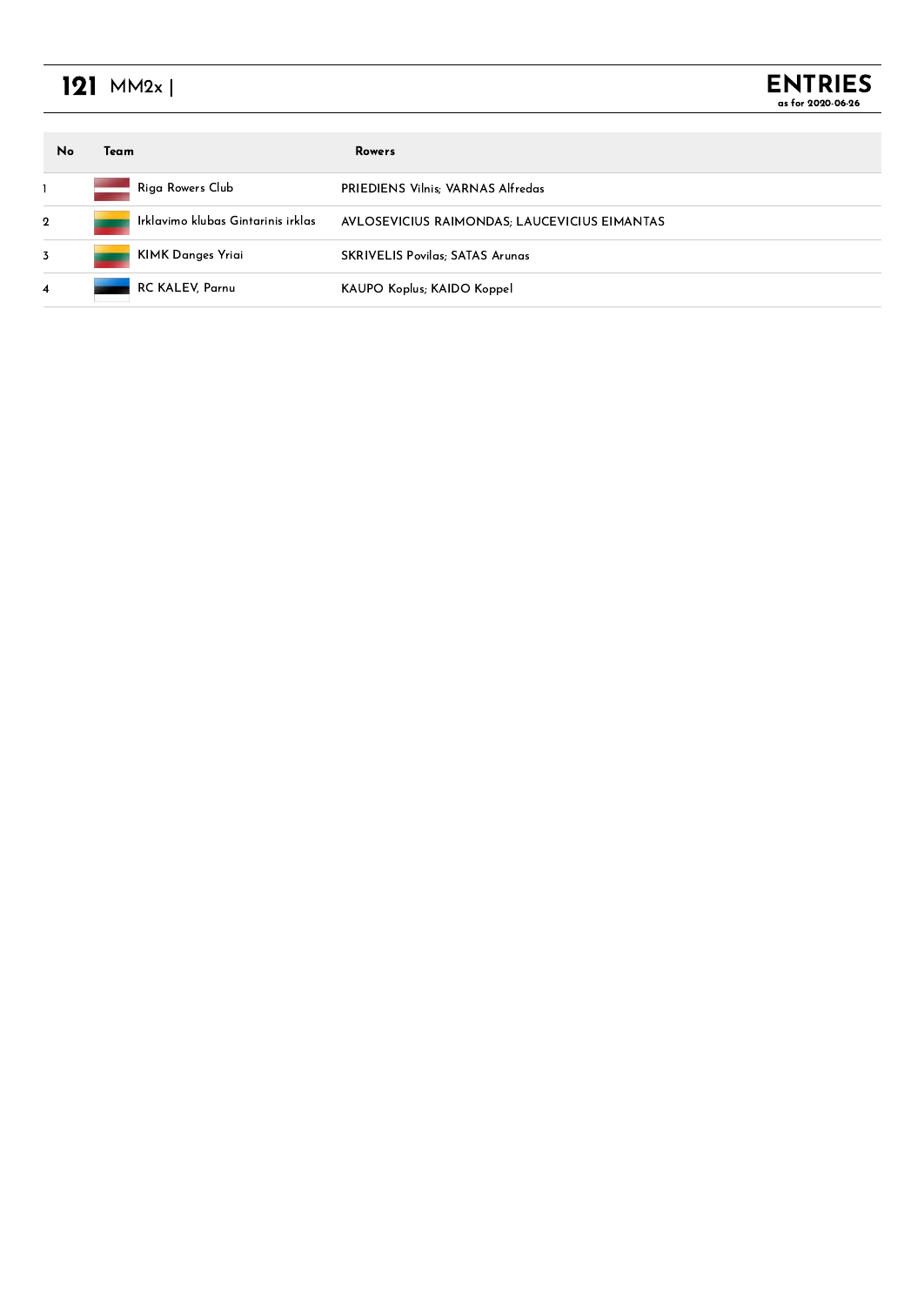# 121 MM2x |

**ENTRIES**
**as for 2020-06-26**

| No | Team | Rowers |
|---|---|---|
| 1 | Riga Rowers Club | PRIEDIENS Vilnis; VARNAS Alfredas |
| 2 | Irklavimo klubas Gintarinis irklas | AVLOSEVICIUS RAIMONDAS; LAUCEVICIUS EIMANTAS |
| 3 | KIMK Danges Yriai | SKRIVELIS Povilas; SATAS Arunas |
| 4 | RC KALEV, Parnu | KAUPO Koplus; KAIDO Koppel |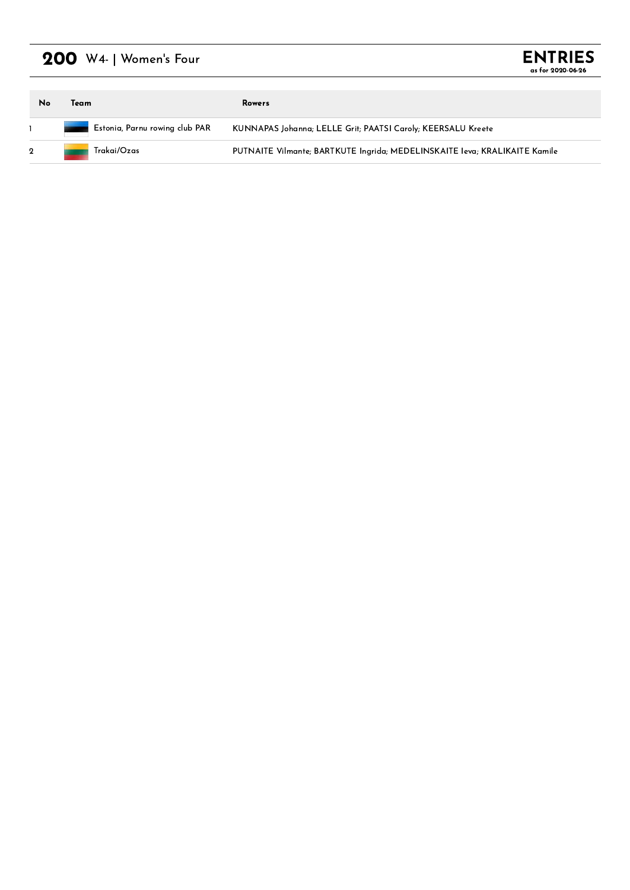# 200 W4- | Women's Four

**ENTRIES**
as for 2020-06-26

| No | Team | Rowers |
|---|---|---|
| 1 | Estonia, Parnu rowing club PAR | KUNNAPAS Johanna; LELLE Grit; PAATSI Caroly; KEERSALU Kreete |
| 2 | Trakai/Ozas | PUTNAITE Vilmante; BARTKUTE Ingrida; MEDELINSKAITE Ieva; KRALIKAITE Kamile |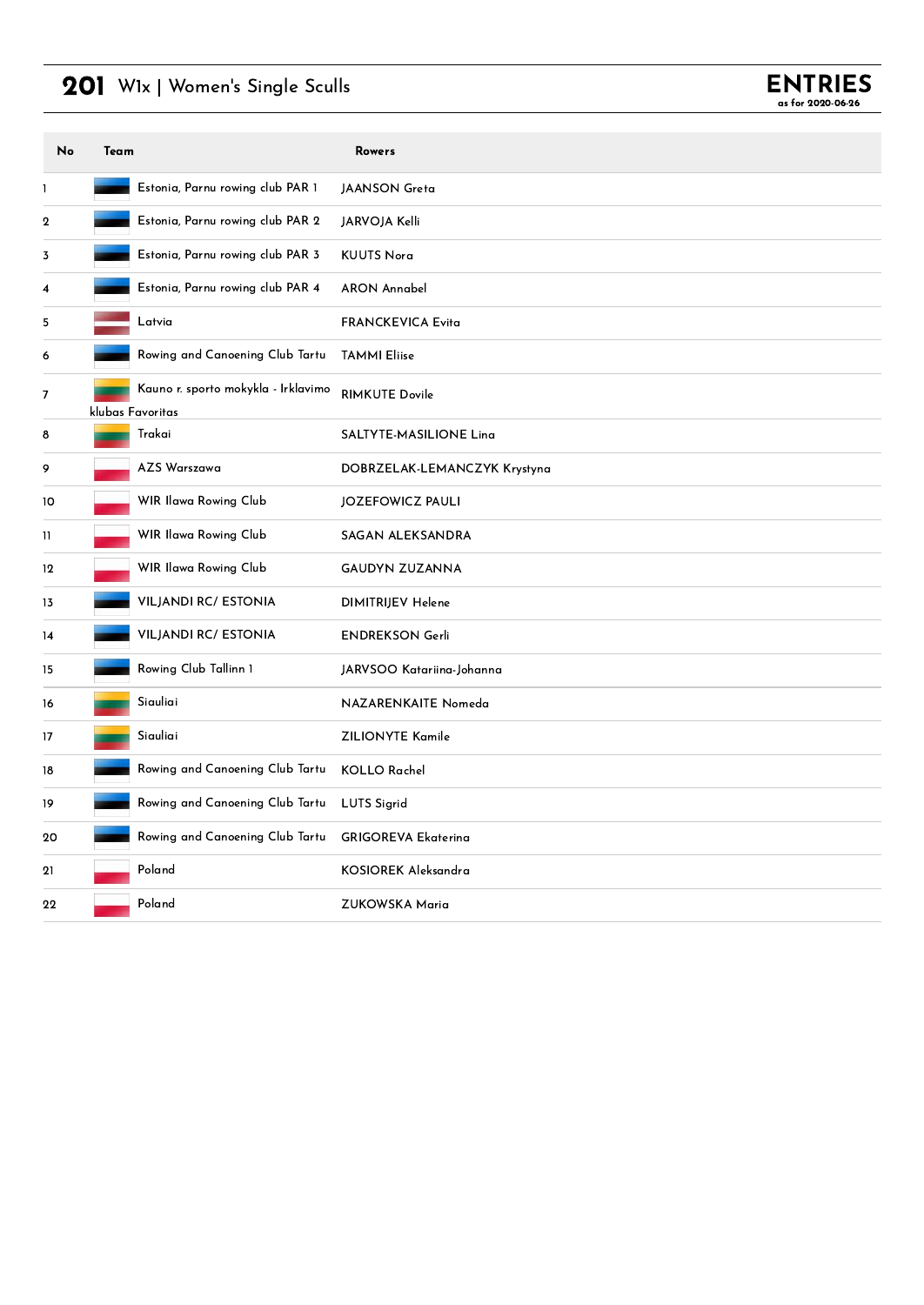# 201 W1x | Women's Single Sculls

**ENTRIES**
as for 2020-06-26

| No | Team | Rowers |
|---|---|---|
| 1 | Estonia, Parnu rowing club PAR 1 | JAANSON Greta |
| 2 | Estonia, Parnu rowing club PAR 2 | JARVOJA Kelli |
| 3 | Estonia, Parnu rowing club PAR 3 | KUUTS Nora |
| 4 | Estonia, Parnu rowing club PAR 4 | ARON Annabel |
| 5 | Latvia | FRANCKEVICA Evita |
| 6 | Rowing and Canoening Club Tartu | TAMMI Eliise |
| 7 | Kauno r. sporto mokykla - Irklavimo klubas Favoritas | RIMKUTE Dovile |
| 8 | Trakai | SALTYTE-MASILIONE Lina |
| 9 | AZS Warszawa | DOBRZELAK-LEMANCZYK Krystyna |
| 10 | WIR Ilawa Rowing Club | JOZEFOWICZ PAULI |
| 11 | WIR Ilawa Rowing Club | SAGAN ALEKSANDRA |
| 12 | WIR Ilawa Rowing Club | GAUDYN ZUZANNA |
| 13 | VILJANDI RC/ ESTONIA | DIMITRIJEV Helene |
| 14 | VILJANDI RC/ ESTONIA | ENDREKSON Gerli |
| 15 | Rowing Club Tallinn 1 | JARVSOO Katariina-Johanna |
| 16 | Siauliai | NAZARENKAITE Nomeda |
| 17 | Siauliai | ZILIONYTE Kamile |
| 18 | Rowing and Canoening Club Tartu | KOLLO Rachel |
| 19 | Rowing and Canoening Club Tartu | LUTS Sigrid |
| 20 | Rowing and Canoening Club Tartu | GRIGOREVA Ekaterina |
| 21 | Poland | KOSIOREK Aleksandra |
| 22 | Poland | ZUKOWSKA Maria |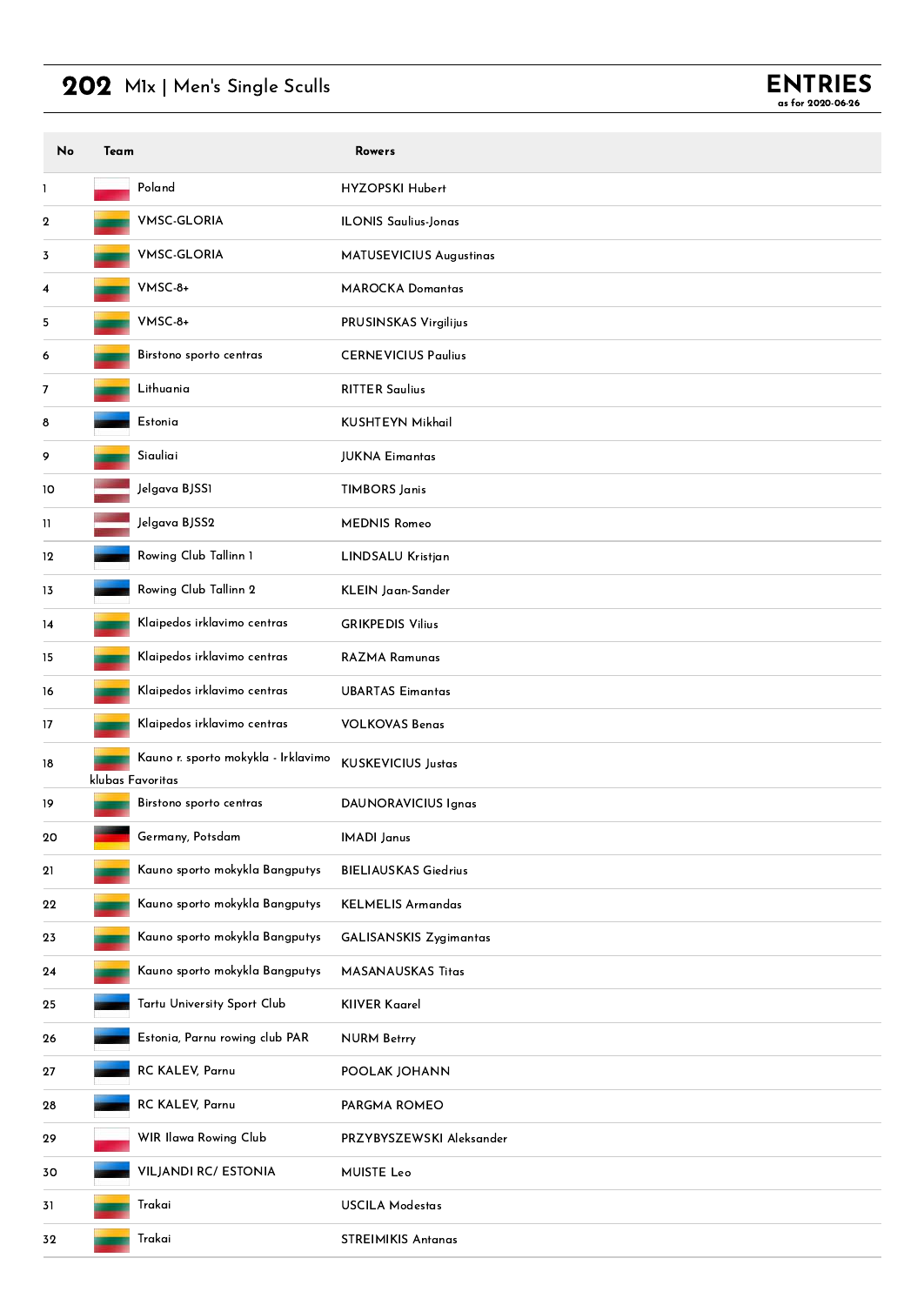# 202 M1x | Men's Single Sculls

**ENTRIES**
as for 2020-06-26

| No | Team | Rowers |
|---|---|---|
| 1 | Poland | HYZOPSKI Hubert |
| 2 | VMSC-GLORIA | ILONIS Saulius-Jonas |
| 3 | VMSC-GLORIA | MATUSEVICIUS Augustinas |
| 4 | VMSC-8+ | MAROCKA Domantas |
| 5 | VMSC-8+ | PRUSINSKAS Virgilijus |
| 6 | Birstono sporto centras | CERNEVICIUS Paulius |
| 7 | Lithuania | RITTER Saulius |
| 8 | Estonia | KUSHTEYN Mikhail |
| 9 | Siauliai | JUKNA Eimantas |
| 10 | Jelgava BJSS1 | TIMBORS Janis |
| 11 | Jelgava BJSS2 | MEDNIS Romeo |
| 12 | Rowing Club Tallinn 1 | LINDSALU Kristjan |
| 13 | Rowing Club Tallinn 2 | KLEIN Jaan-Sander |
| 14 | Klaipedos irklavimo centras | GRIKPEDIS Vilius |
| 15 | Klaipedos irklavimo centras | RAZMA Ramunas |
| 16 | Klaipedos irklavimo centras | UBARTAS Eimantas |
| 17 | Klaipedos irklavimo centras | VOLKOVAS Benas |
| 18 | Kauno r. sporto mokykla - Irklavimo klubas Favoritas | KUSKEVICIUS Justas |
| 19 | Birstono sporto centras | DAUNORAVICIUS Ignas |
| 20 | Germany, Potsdam | IMADI Janus |
| 21 | Kauno sporto mokykla Bangputys | BIELIAUSKAS Giedrius |
| 22 | Kauno sporto mokykla Bangputys | KELMELIS Armandas |
| 23 | Kauno sporto mokykla Bangputys | GALISANSKIS Zygimantas |
| 24 | Kauno sporto mokykla Bangputys | MASANAUSKAS Titas |
| 25 | Tartu University Sport Club | KIIVER Kaarel |
| 26 | Estonia, Parnu rowing club PAR | NURM Betrry |
| 27 | RC KALEV, Parnu | POOLAK JOHANN |
| 28 | RC KALEV, Parnu | PARGMA ROMEO |
| 29 | WIR Ilawa Rowing Club | PRZYBYSZEWSKI Aleksander |
| 30 | VILJANDI RC/ ESTONIA | MUISTE Leo |
| 31 | Trakai | USCILA Modestas |
| 32 | Trakai | STREIMIKIS Antanas |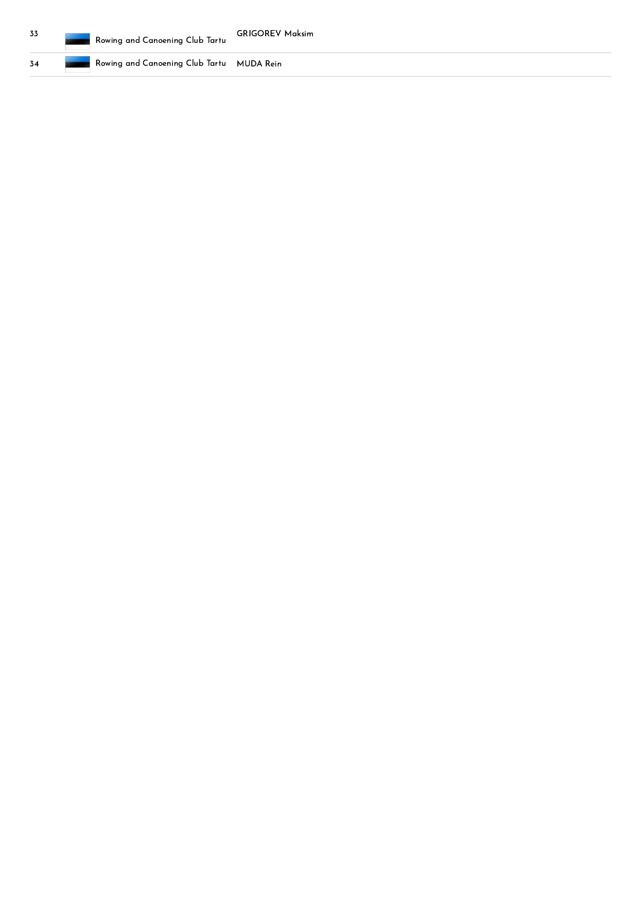| | | | |
|---|---|---|---|
| 33 | | Rowing and Canoeing Club Tartu | GRIGOREV Maksim |
| 34 | | Rowing and Canoeing Club Tartu | MUDA Rein |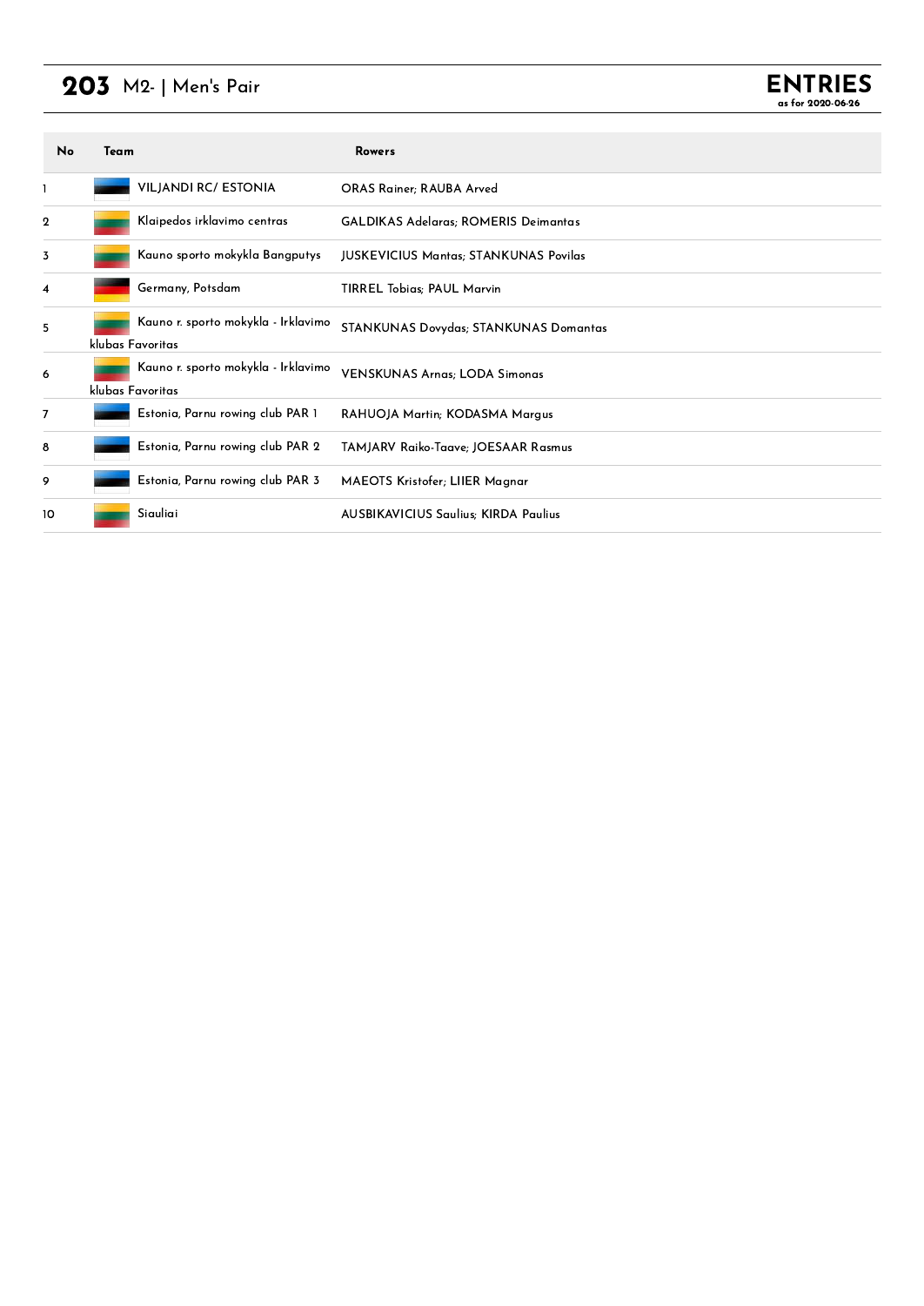# 203 M2- | Men's Pair

**ENTRIES**
as for 2020-06-26

| No | Team | Rowers |
|---|---|---|
| 1 | VILJANDI RC/ ESTONIA | ORAS Rainer; RAUBA Arved |
| 2 | Klaipedos irklavimo centras | GALDIKAS Adelaras; ROMERIS Deimantas |
| 3 | Kauno sporto mokykla Bangputys | JUSKEVICIUS Mantas; STANKUNAS Povilas |
| 4 | Germany, Potsdam | TIRREL Tobias; PAUL Marvin |
| 5 | Kauno r. sporto mokykla - Irklavimo klubas Favoritas | STANKUNAS Dovydas; STANKUNAS Domantas |
| 6 | Kauno r. sporto mokykla - Irklavimo klubas Favoritas | VENSKUNAS Arnas; LODA Simonas |
| 7 | Estonia, Parnu rowing club PAR 1 | RAHUOJA Martin; KODASMA Margus |
| 8 | Estonia, Parnu rowing club PAR 2 | TAMJARV Raiko-Taave; JOESAAR Rasmus |
| 9 | Estonia, Parnu rowing club PAR 3 | MAEOTS Kristofer; LIIER Magnar |
| 10 | Siauliai | AUSBIKAVICIUS Saulius; KIRDA Paulius |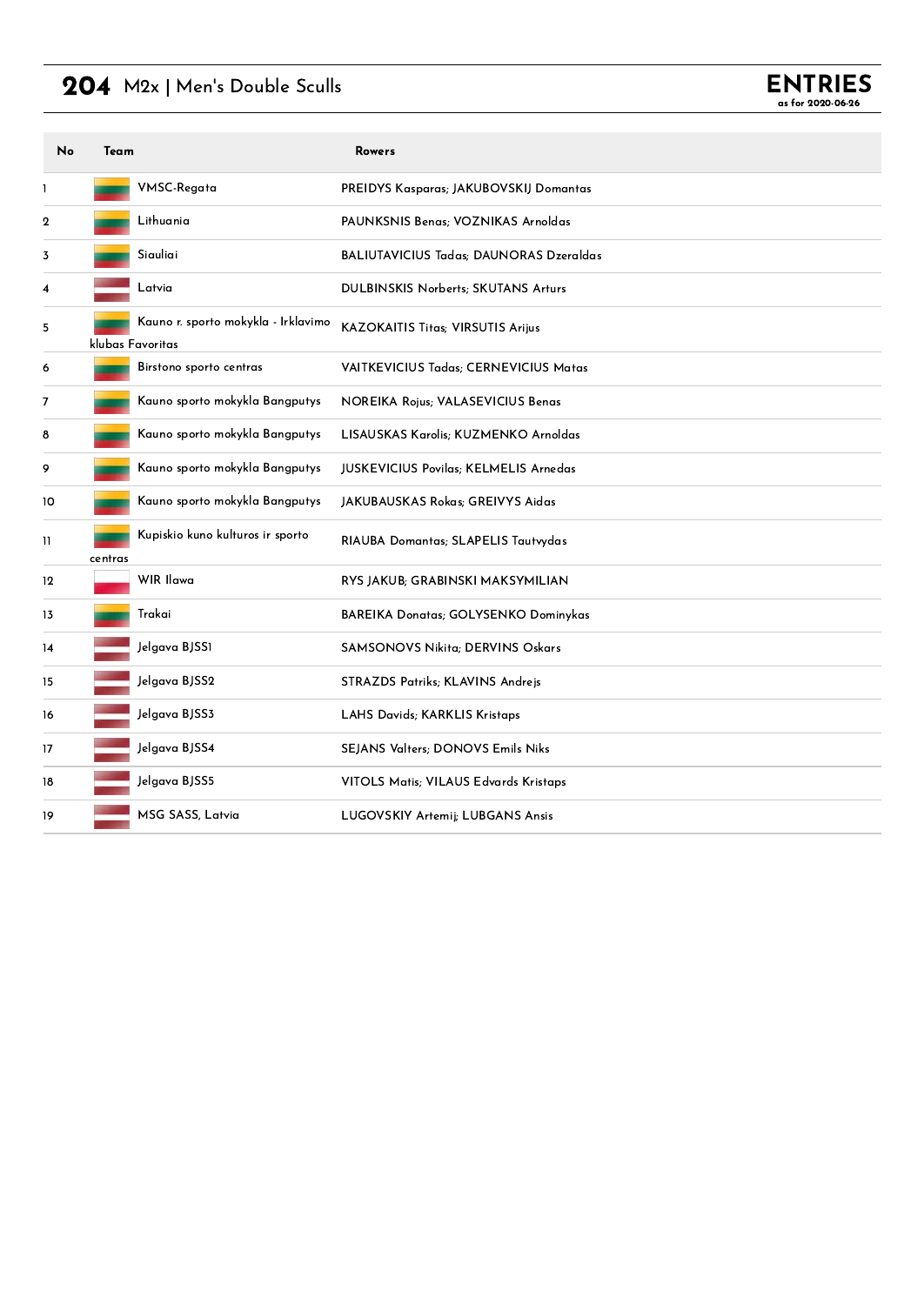# 204 M2x | Men's Double Sculls

**ENTRIES**
as for 2020-06-26

| No | Team | Rowers |
|---|---|---|
| 1 | VMSC-Regata | PREIDYS Kasparas; JAKUBOVSKIJ Domantas |
| 2 | Lithuania | PAUNKSNIS Benas; VOZNIKAS Arnoldas |
| 3 | Siauliai | BALIUTAVICIUS Tadas; DAUNORAS Dzeraldas |
| 4 | Latvia | DULBINSKIS Norberts; SKUTANS Arturs |
| 5 | Kauno r. sporto mokykla - Irklavimo klubas Favoritas | KAZOKAITIS Titas; VIRSUTIS Arijus |
| 6 | Birstono sporto centras | VAITKEVICIUS Tadas; CERNEVICIUS Matas |
| 7 | Kauno sporto mokykla Bangputys | NOREIKA Rojus; VALASEVICIUS Benas |
| 8 | Kauno sporto mokykla Bangputys | LISAUSKAS Karolis; KUZMENKO Arnoldas |
| 9 | Kauno sporto mokykla Bangputys | JUSKEVICIUS Povilas; KELMELIS Arnedas |
| 10 | Kauno sporto mokykla Bangputys | JAKUBAUSKAS Rokas; GREIVYS Aidas |
| 11 | Kupiskio kuno kulturos ir sporto centras | RIAUBA Domantas; SLAPELIS Tautvydas |
| 12 | WIR Ilawa | RYS JAKUB; GRABINSKI MAKSYMILIAN |
| 13 | Trakai | BAREIKA Donatas; GOLYSENKO Dominykas |
| 14 | Jelgava BJSS1 | SAMSONOVS Nikita; DERVINS Oskars |
| 15 | Jelgava BJSS2 | STRAZDS Patriks; KLAVINS Andrejs |
| 16 | Jelgava BJSS3 | LAHS Davids; KARKLIS Kristaps |
| 17 | Jelgava BJSS4 | SEJANS Valters; DONOVS Emils Niks |
| 18 | Jelgava BJSS5 | VITOLS Matis; VILAUS Edvards Kristaps |
| 19 | MSG SASS, Latvia | LUGOVSKIY Artemij; LUBGANS Ansis |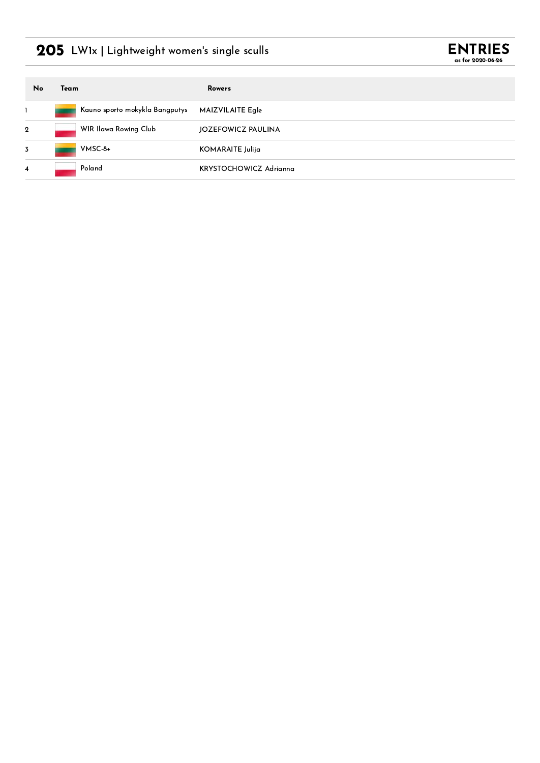# 205 LW1x | Lightweight women's single sculls

**ENTRIES**
as for 2020-06-26

| No | Team | Rowers |
|---|---|---|
| 1 | Kauno sporto mokykla Bangputys | MAIZVILAITE Egle |
| 2 | WIR Ilawa Rowing Club | JOZEFOWICZ PAULINA |
| 3 | VMSC-8+ | KOMARAITE Julija |
| 4 | Poland | KRYSTOCHOWICZ Adrianna |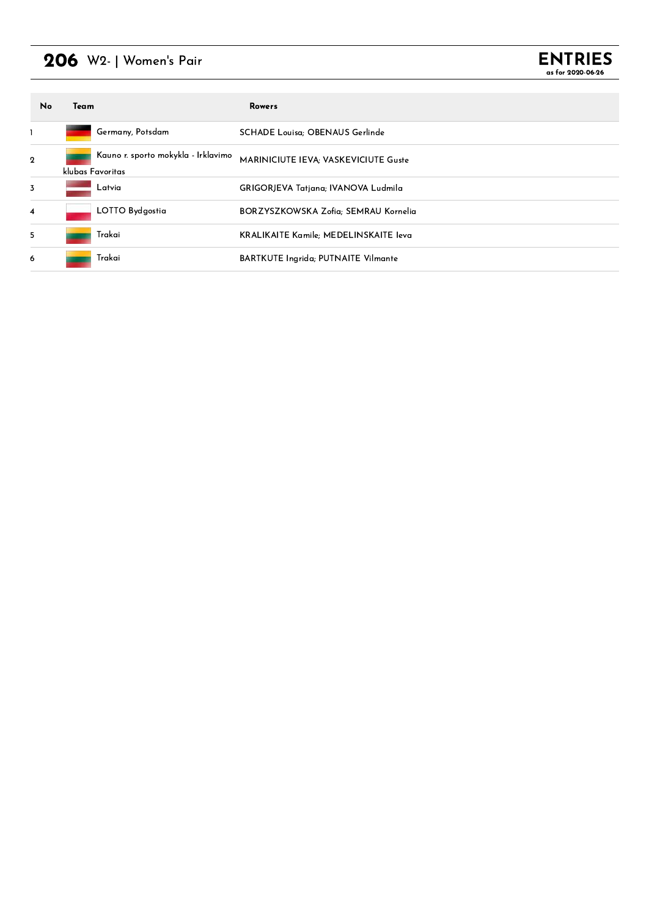# 206 W2- | Women's Pair

**ENTRIES**
**as for 2020-06-26**

| No | Team | Rowers |
| --- | --- | --- |
| 1 | Germany, Potsdam | SCHADE Louisa; OBENAUS Gerlinde |
| 2 | Kauno r. sporto mokykla - Irklavimo klubas Favoritas | MARINICIUTE IEVA; VASKEVICIUTE Guste |
| 3 | Latvia | GRIGORJEVA Tatjana; IVANOVA Ludmila |
| 4 | LOTTO Bydgostia | BORZYSZKOWSKA Zofia; SEMRAU Kornelia |
| 5 | Trakai | KRALIKAITE Kamile; MEDELINSKAITE Ieva |
| 6 | Trakai | BARTKUTE Ingrida; PUTNAITE Vilmante |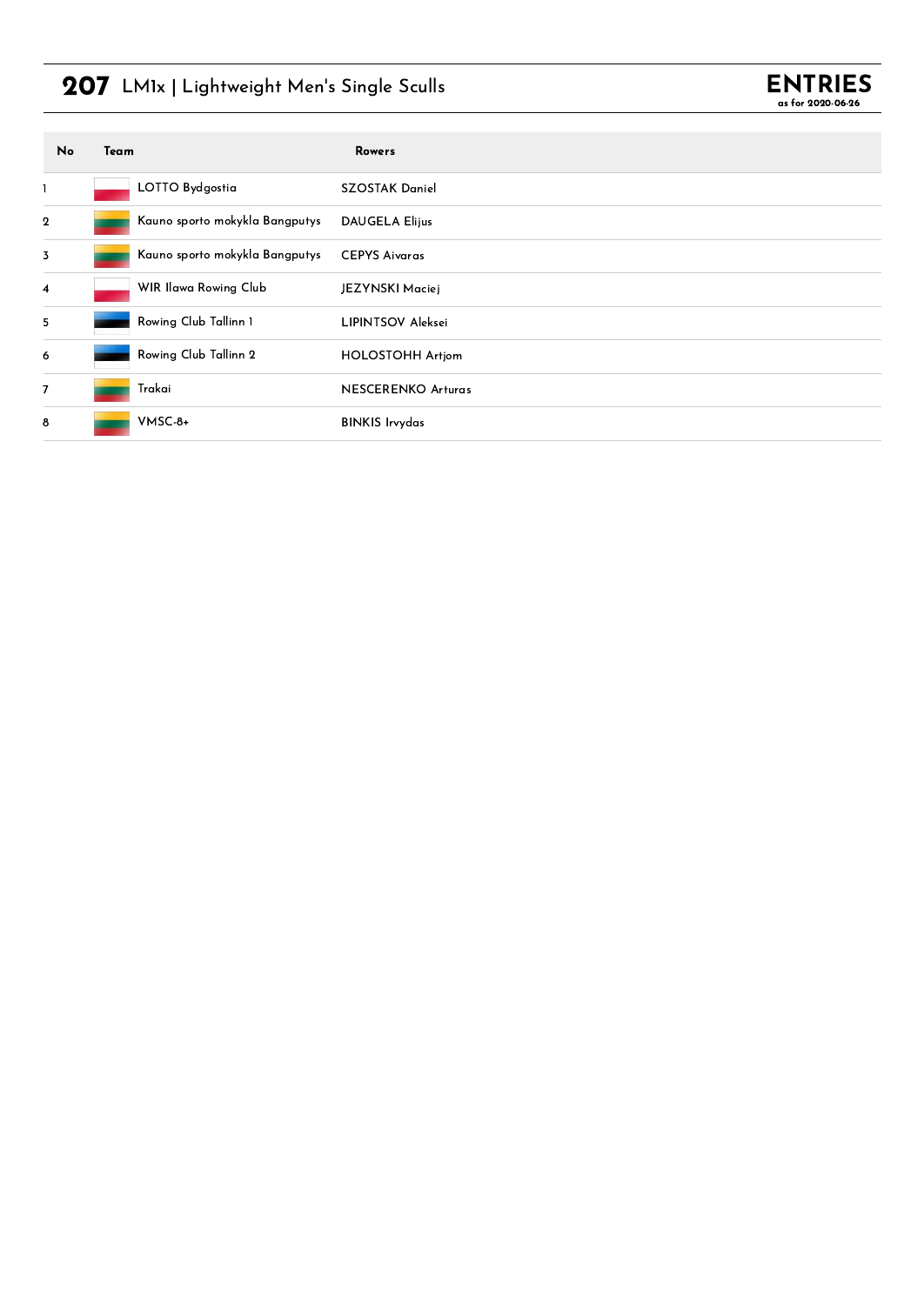# 207 LM1x | Lightweight Men's Single Sculls

**ENTRIES**
as for 2020-06-26

| No | Team | Rowers |
|---|---|---|
| 1 | LOTTO Bydgostia | SZOSTAK Daniel |
| 2 | Kauno sporto mokykla Bangputys | DAUGELA Elijus |
| 3 | Kauno sporto mokykla Bangputys | CEPYS Aivaras |
| 4 | WIR Ilawa Rowing Club | JEZYNSKI Maciej |
| 5 | Rowing Club Tallinn 1 | LIPINTSOV Aleksei |
| 6 | Rowing Club Tallinn 2 | HOLOSTOHH Artjom |
| 7 | Trakai | NESCERENKO Arturas |
| 8 | VMSC-8+ | BINKIS Irvydas |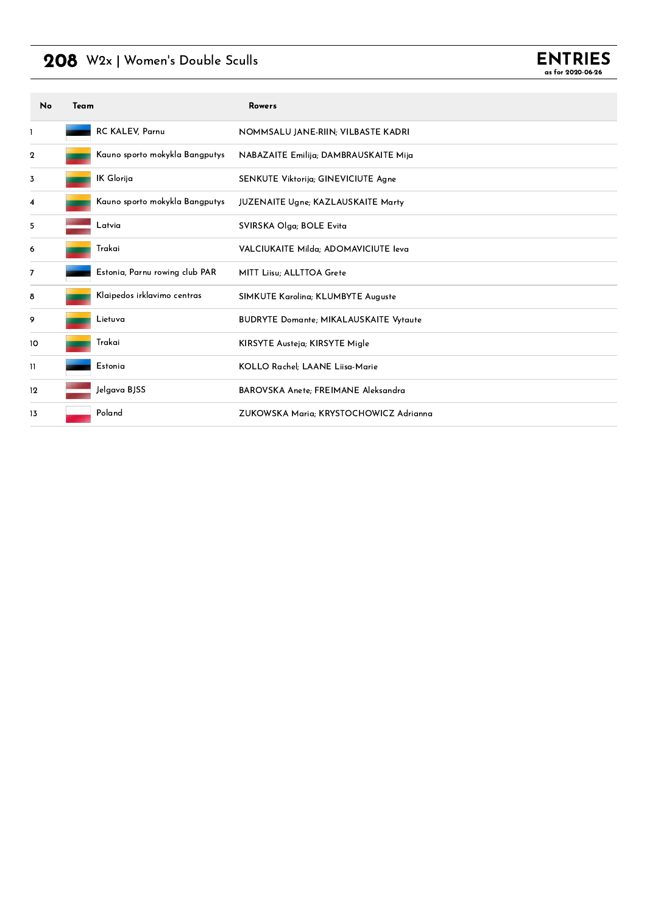# 208 W2x | Women's Double Sculls

**ENTRIES**
as for 2020-06-26

| No | Team | Rowers |
|---|---|---|
| 1 | RC KALEV, Parnu | NOMMSALU JANE-RIIN; VILBASTE KADRI |
| 2 | Kauno sporto mokykla Bangputys | NABAZAITE Emilija; DAMBRAUSKAITE Mija |
| 3 | IK Glorija | SENKUTE Viktorija; GINEVICIUTE Agne |
| 4 | Kauno sporto mokykla Bangputys | JUZENAITE Ugne; KAZLAUSKAITE Marty |
| 5 | Latvia | SVIRSKA Olga; BOLE Evita |
| 6 | Trakai | VALCIUKAITE Milda; ADOMAVICIUTE Ieva |
| 7 | Estonia, Parnu rowing club PAR | MITT Liisu; ALLTTOA Grete |
| 8 | Klaipedos irklavimo centras | SIMKUTE Karolina; KLUMBYTE Auguste |
| 9 | Lietuva | BUDRYTE Domante; MIKALAUSKAITE Vytaute |
| 10 | Trakai | KIRSYTE Austeja; KIRSYTE Migle |
| 11 | Estonia | KOLLO Rachel; LAANE Liisa-Marie |
| 12 | Jelgava BJSS | BAROVSKA Anete; FREIMANE Aleksandra |
| 13 | Poland | ZUKOWSKA Maria; KRYSTOCHOWICZ Adrianna |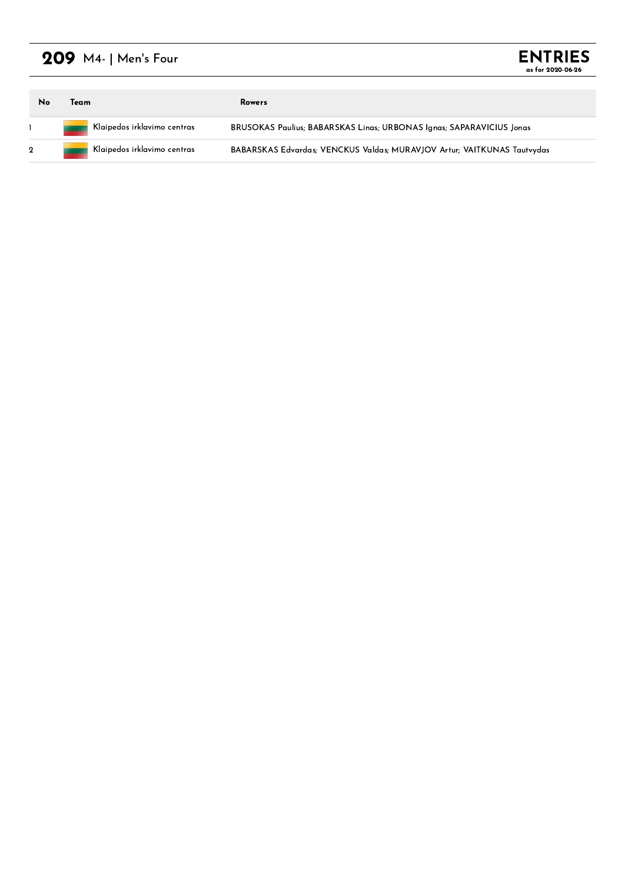# 209 M4- | Men's Four

**ENTRIES**
**as for 2020-06-26**

| No | Team | Rowers |
|---|---|---|
| 1 | Klaipedos irklavimo centras | BRUSOKAS Paulius; BABARSKAS Linas; URBONAS Ignas; SAPARAVICIUS Jonas |
| 2 | Klaipedos irklavimo centras | BABARSKAS Edvardas; VENCKUS Valdas; MURAVJOV Artur; VAITKUNAS Tautvydas |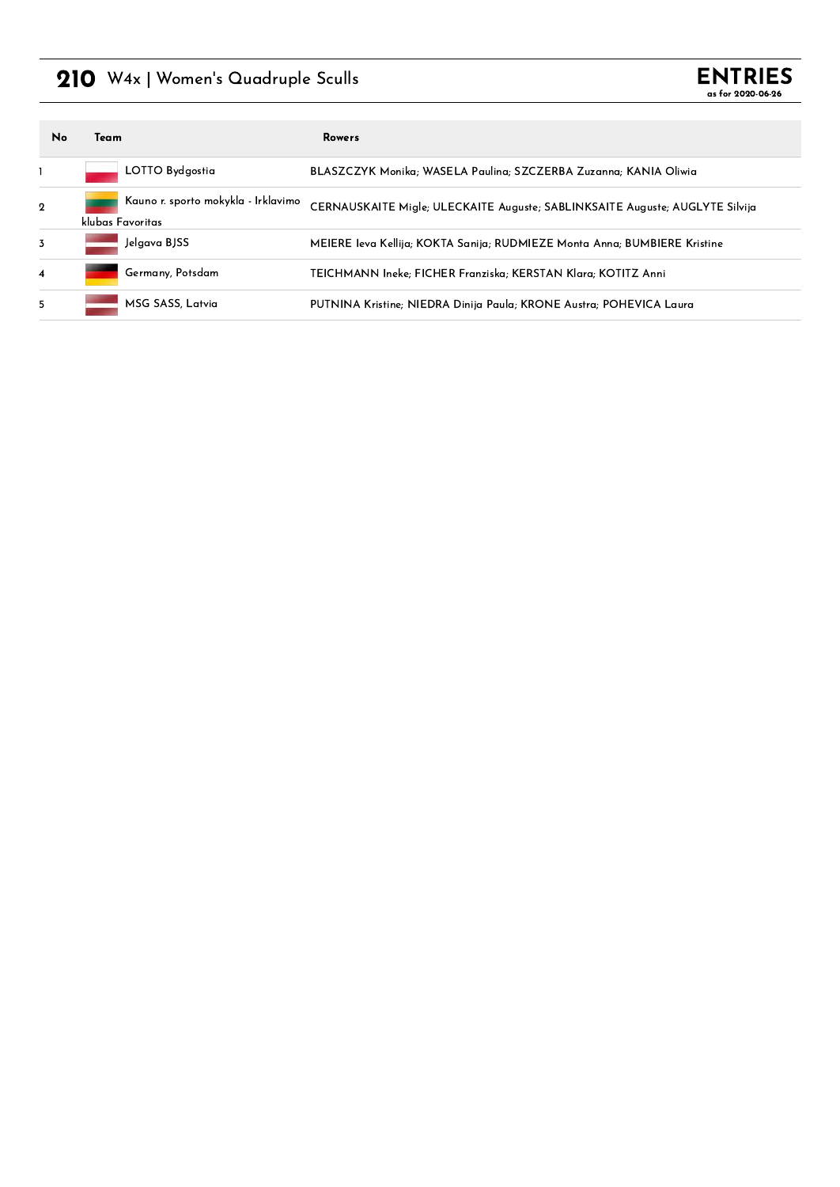# 210 W4x | Women's Quadruple Sculls

**ENTRIES**
as for 2020-06-26

| No | Team | Rowers |
|---|---|---|
| 1 | LOTTO Bydgostia | BLASZCZYK Monika; WASELA Paulina; SZCZERBA Zuzanna; KANIA Oliwia |
| 2 | Kauno r. sporto mokykla - Irklavimo klubas Favoritas | CERNAUSKAITE Migle; ULECKAITE Auguste; SABLINKSAITE Auguste; AUGLYTE Silvija |
| 3 | Jelgava BJSS | MEIERE Ieva Kellija; KOKTA Sanija; RUDMIEZE Monta Anna; BUMBIERE Kristine |
| 4 | Germany, Potsdam | TEICHMANN Ineke; FICHER Franziska; KERSTAN Klara; KOTITZ Anni |
| 5 | MSG SASS, Latvia | PUTNINA Kristine; NIEDRA Dinija Paula; KRONE Austra; POHEVICA Laura |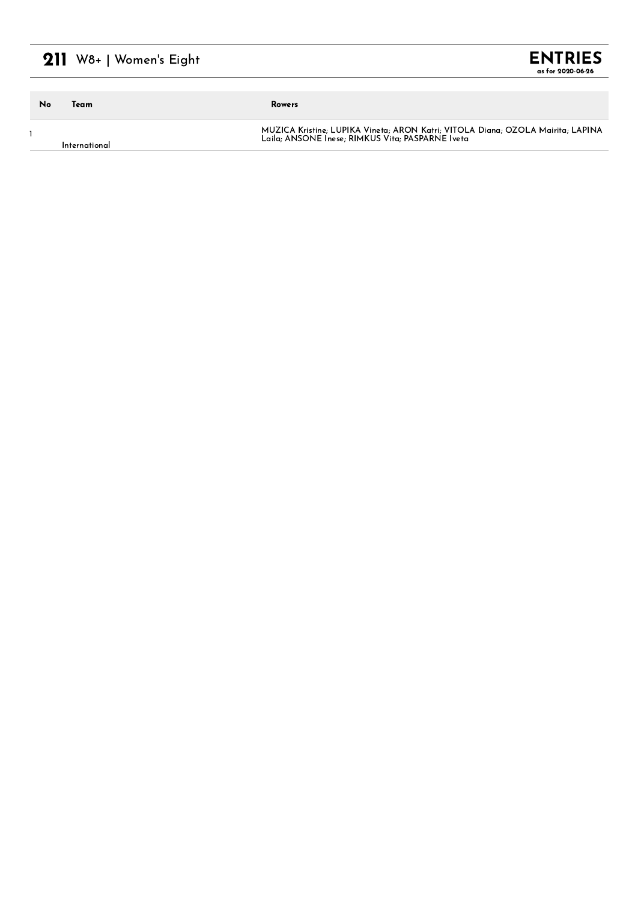# 211 W8+ | Women's Eight

**ENTRIES**
**as for 2020-06-26**

| No | Team | Rowers |
|---|---|---|
| 1 | International | MUZICA Kristine; LUPIKA Vineta; ARON Katri; VITOLA Diana; OZOLA Mairita; LAPINA Laila; ANSONE Inese; RIMKUS Vita; PASPARNE Iveta |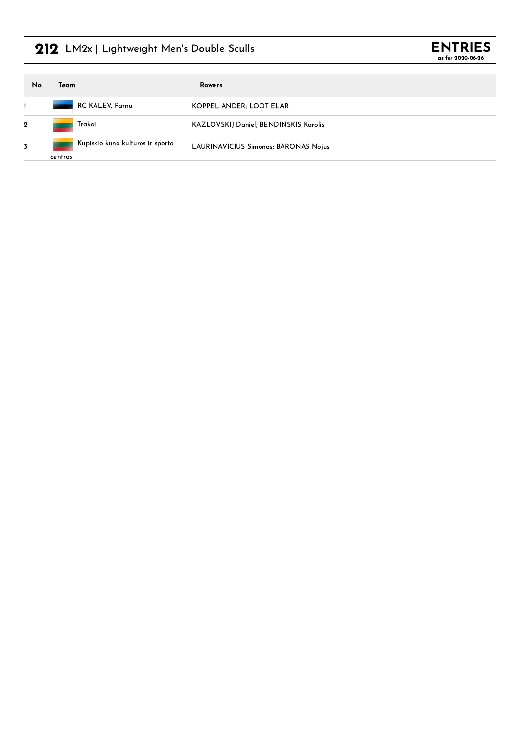# 212 LM2x | Lightweight Men's Double Sculls

**ENTRIES**
as for 2020-06-26

| No | Team | Rowers |
|---|---|---|
| 1 | RC KALEV, Parnu | KOPPEL ANDER; LOOT ELAR |
| 2 | Trakai | KAZLOVSKIJ Daniel; BENDINSKIS Karolis |
| 3 | Kupiskio kuno kulturos ir sporto centras | LAURINAVICIUS Simonas; BARONAS Nojus |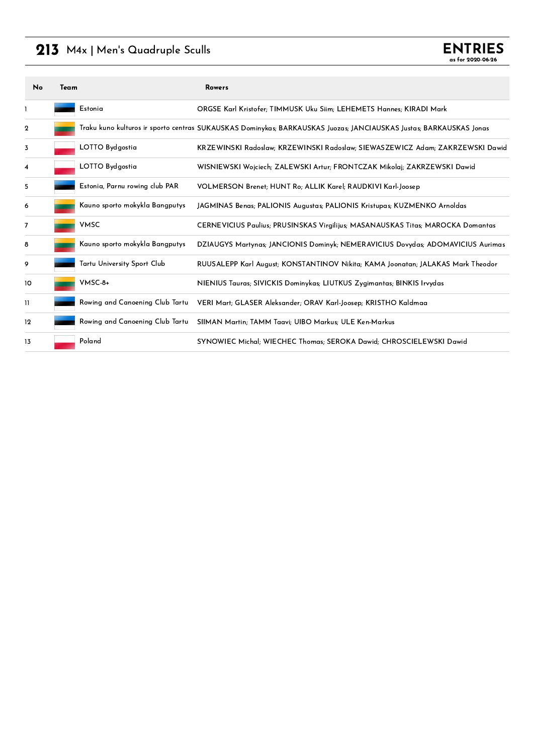# 213 M4x | Men's Quadruple Sculls

**ENTRIES**
as for 2020-06-26

| No | Team | Rowers |
|---|---|---|
| 1 | Estonia | ORGSE Karl Kristofer; TIMMUSK Uku Siim; LEHEMETS Hannes; KIRADI Mark |
| 2 | Traku kuno kulturos ir sporto centras | SUKAUSKAS Dominykas; BARKAUSKAS Juozas; JANCIAUSKAS Justas; BARKAUSKAS Jonas |
| 3 | LOTTO Bydgostia | KRZEWINSKI Radoslaw; KRZEWINSKI Radoslaw; SIEWASZEWICZ Adam; ZAKRZEWSKI Dawid |
| 4 | LOTTO Bydgostia | WISNIEWSKI Wojciech; ZALEWSKI Artur; FRONTCZAK Mikolaj; ZAKRZEWSKI Dawid |
| 5 | Estonia, Parnu rowing club PAR | VOLMERSON Brenet; HUNT Ro; ALLIK Karel; RAUDKIVI Karl-Joosep |
| 6 | Kauno sporto mokykla Bangputys | JAGMINAS Benas; PALIONIS Augustas; PALIONIS Kristupas; KUZMENKO Arnoldas |
| 7 | VMSC | CERNEVICIUS Paulius; PRUSINSKAS Virgilijus; MASANAUSKAS Titas; MAROCKA Domantas |
| 8 | Kauno sporto mokykla Bangputys | DZIAUGYS Martynas; JANCIONIS Dominyk; NEMERAVICIUS Dovydas; ADOMAVICIUS Aurimas |
| 9 | Tartu University Sport Club | RUUSALEPP Karl August; KONSTANTINOV Nikita; KAMA Joonatan; JALAKAS Mark Theodor |
| 10 | VMSC-8+ | NIENIUS Tauras; SIVICKIS Dominykas; LIUTKUS Zygimantas; BINKIS Irvydas |
| 11 | Rowing and Canoening Club Tartu | VERI Mart; GLASER Aleksander; ORAV Karl-Joosep; KRISTHO Kaldmaa |
| 12 | Rowing and Canoening Club Tartu | SIIMAN Martin; TAMM Taavi; UIBO Markus; ULE Ken-Markus |
| 13 | Poland | SYNOWIEC Michal; WIECHEC Thomas; SEROKA Dawid; CHROSCIELEWSKI Dawid |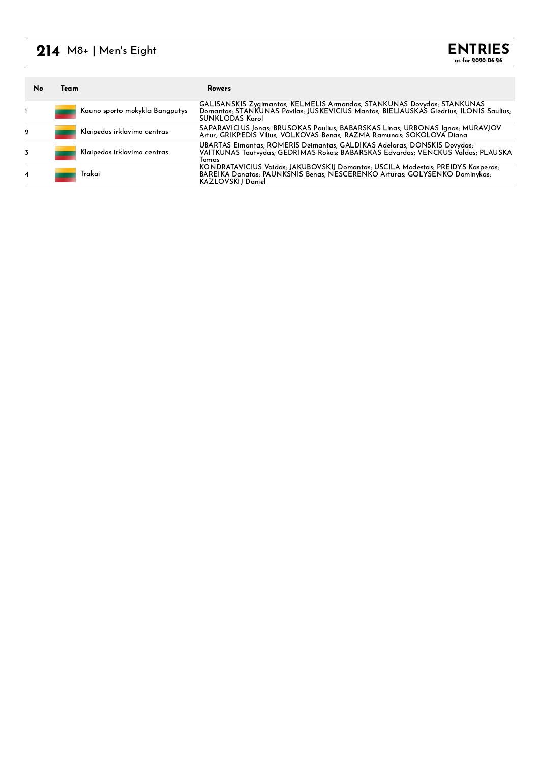# 214 M8+ | Men's Eight

**ENTRIES**
as for 2020-06-26

| No | Team | Rowers |
|---|---|---|
| 1 | Kauno sporto mokykla Bangputys | GALISANSKIS Zygimantas; KELMELIS Armandas; STANKUNAS Dovydas; STANKUNAS Domantas; STANKUNAS Povilas; JUSKEVICIUS Mantas; BIELIAUSKAS Giedrius; ILONIS Saulius; SUNKLODAS Karol |
| 2 | Klaipedos irklavimo centras | SAPARAVICIUS Jonas; BRUSOKAS Paulius; BABARSKAS Linas; URBONAS Ignas; MURAVJOV Artur; GRIKPEDIS Vilius; VOLKOVAS Benas; RAZMA Ramunas; SOKOLOVA Diana |
| 3 | Klaipedos irklavimo centras | UBARTAS Eimantas; ROMERIS Deimantas; GALDIKAS Adelaras; DONSKIS Dovydas; VAITKUNAS Tautvydas; GEDRIMAS Rokas; BABARSKAS Edvardas; VENCKUS Valdas; PLAUSKA Tomas |
| 4 | Trakai | KONDRATAVICIUS Vaidas; JAKUBOVSKIJ Domantas; USCILA Modestas; PREIDYS Kasperas; BAREIKA Donatas; PAUNKSNIS Benas; NESCERENKO Arturas; GOLYSENKO Dominykas; KAZLOVSKIJ Daniel |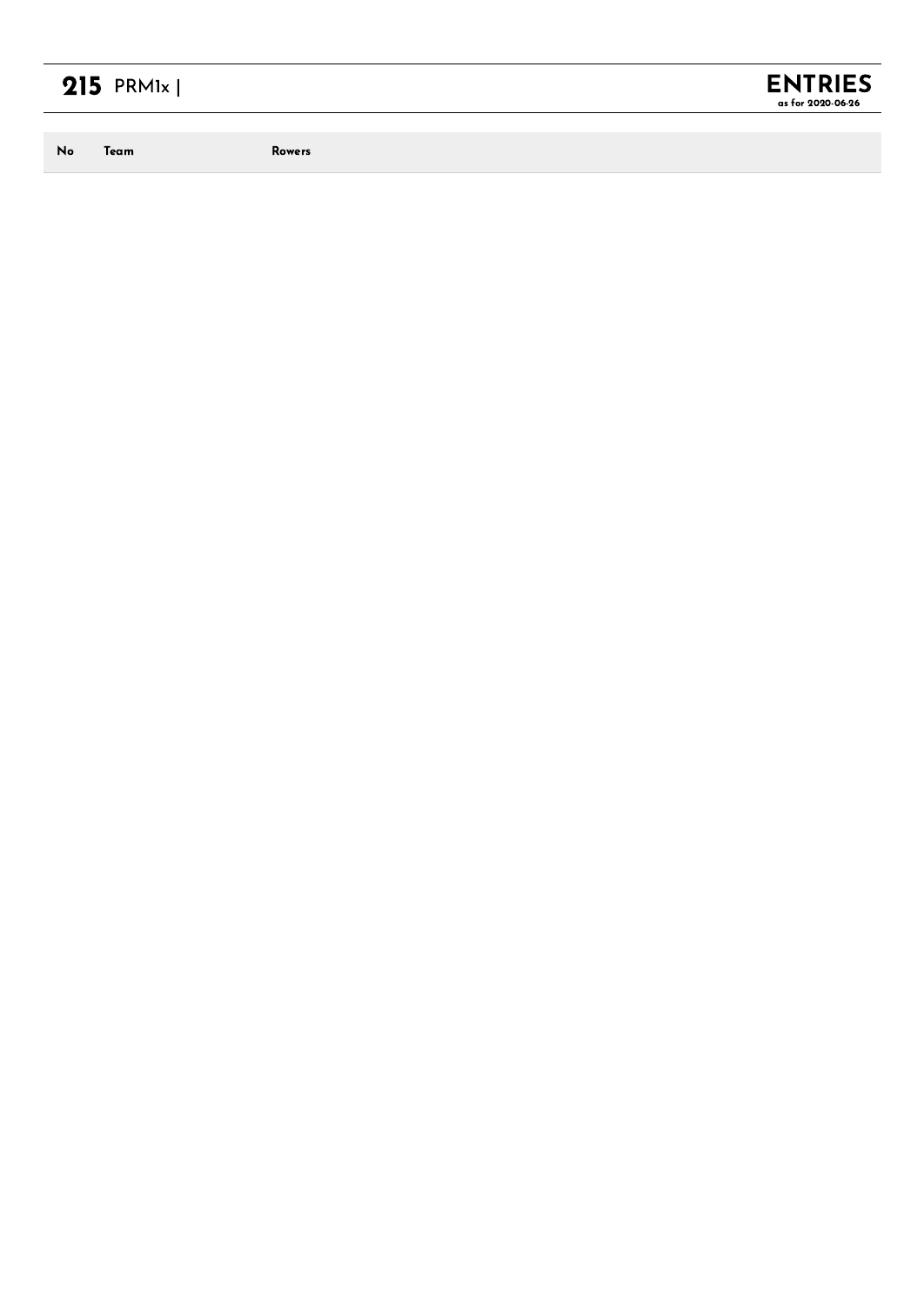## 215 PRM1x |

**ENTRIES**
**as for 2020-06-26**

| No | Team | Rowers |
|---|---|---|